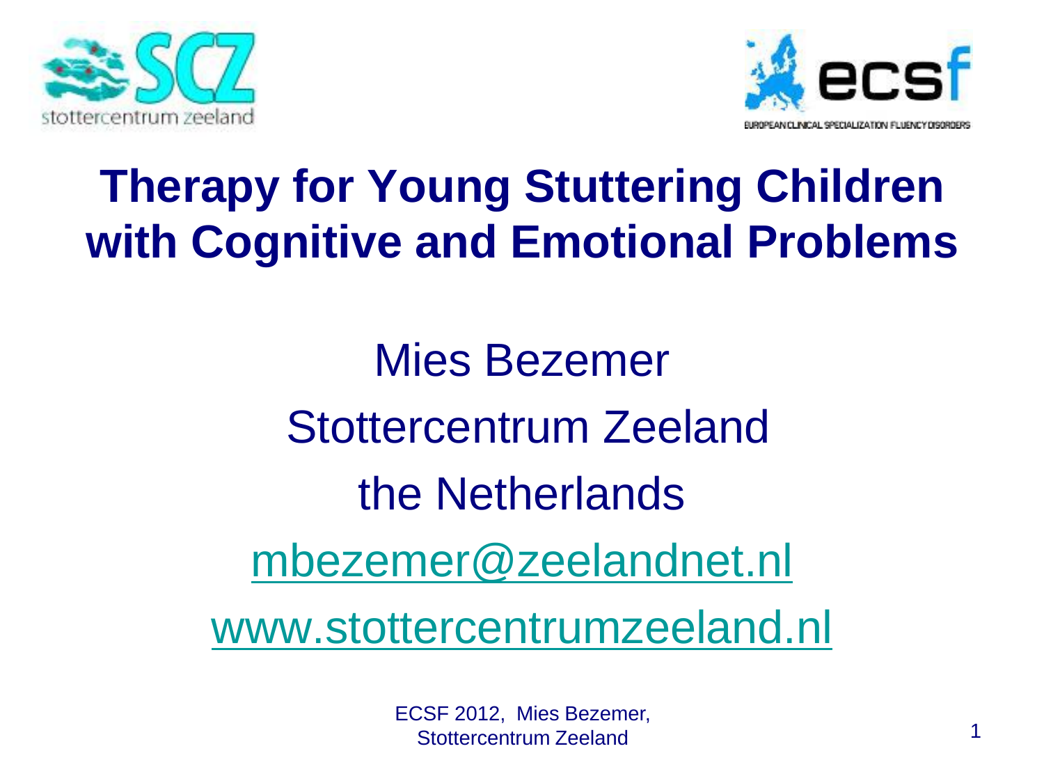# Therapy for Young Stuttering Children with Cognitive and Emotional Problems

Mies Bezemer

Stottercentrum Zeeland

the Netherlands

mbezemer@zeelandnet.nl

www.stottercentrumzeeland.nl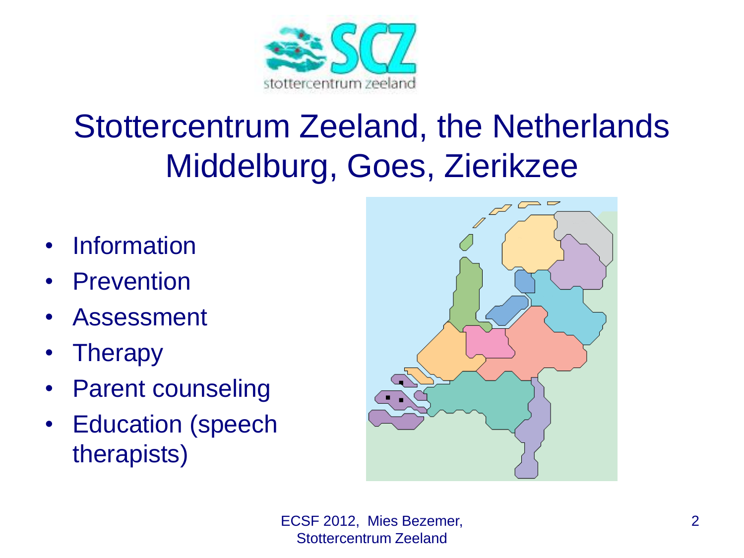# Stottercentrum Zeeland, the Netherlands
# Middelburg, Goes, Zierikzee

- Information
- Prevention
- Assessment
- Therapy
- Parent counseling
- Education (speech therapists)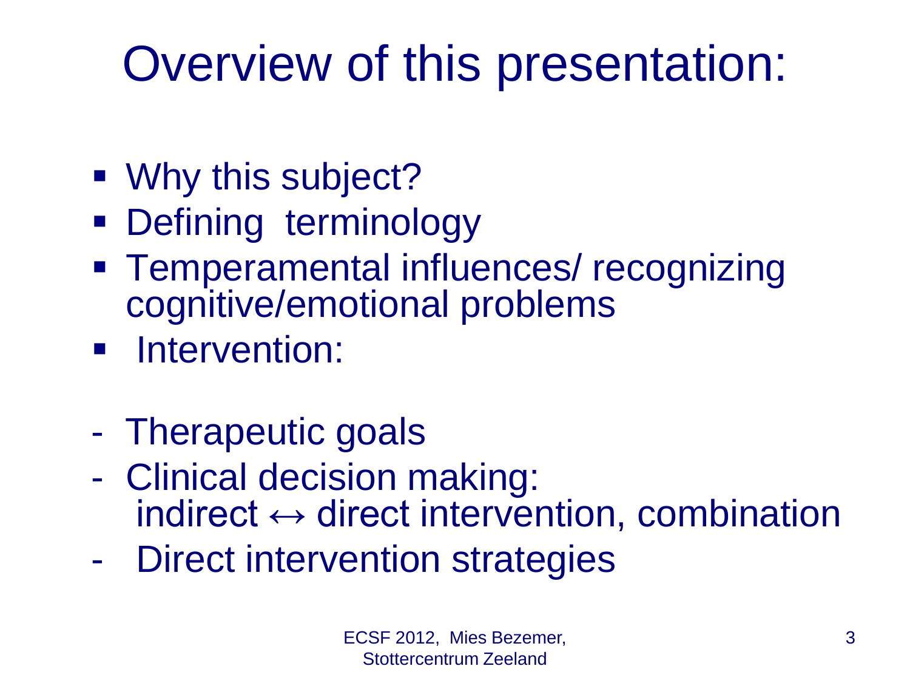# Overview of this presentation:

- Why this subject?
- Defining terminology
- Temperamental influences/ recognizing cognitive/emotional problems
- Intervention:

- Therapeutic goals
- Clinical decision making: indirect ↔ direct intervention, combination
- Direct intervention strategies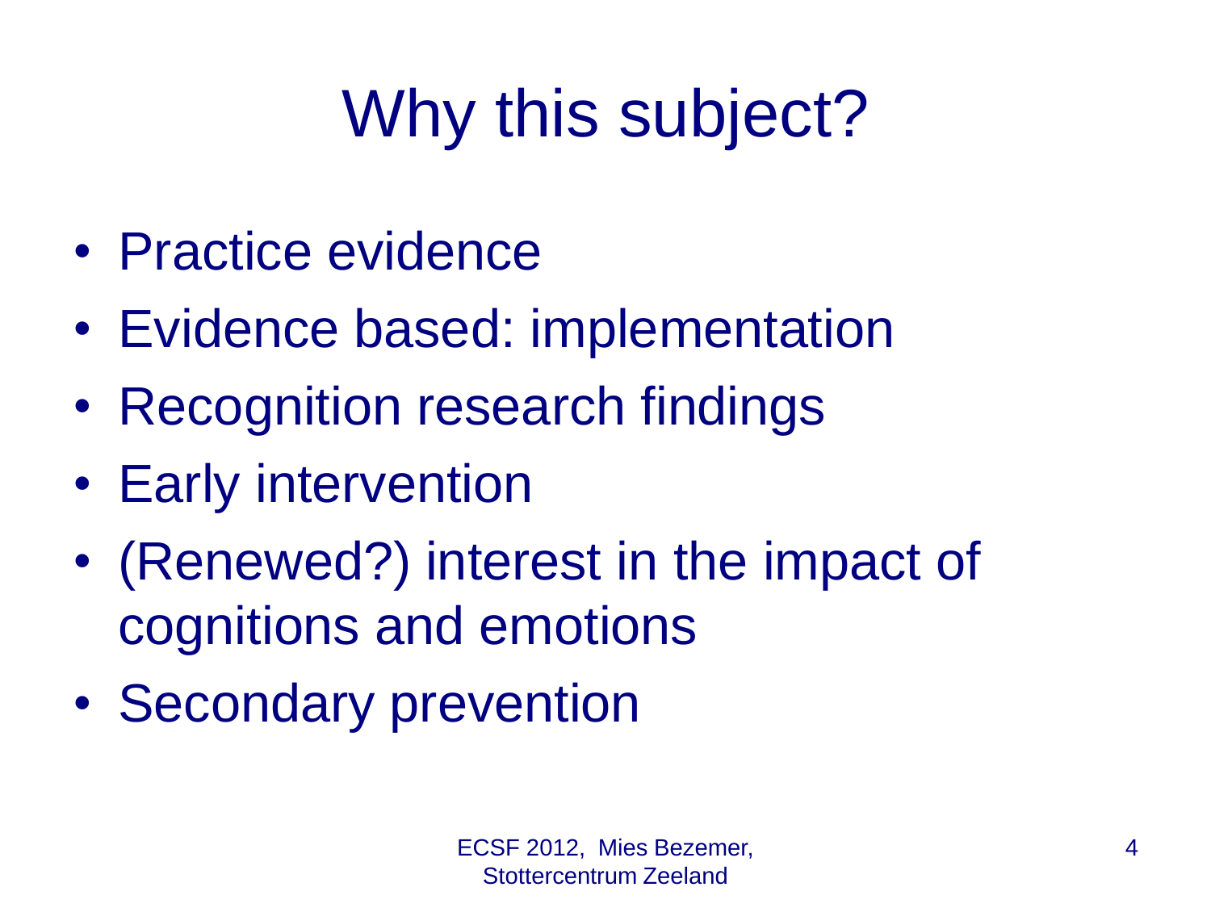# Why this subject?

- Practice evidence
- Evidence based: implementation
- Recognition research findings
- Early intervention
- (Renewed?) interest in the impact of cognitions and emotions
- Secondary prevention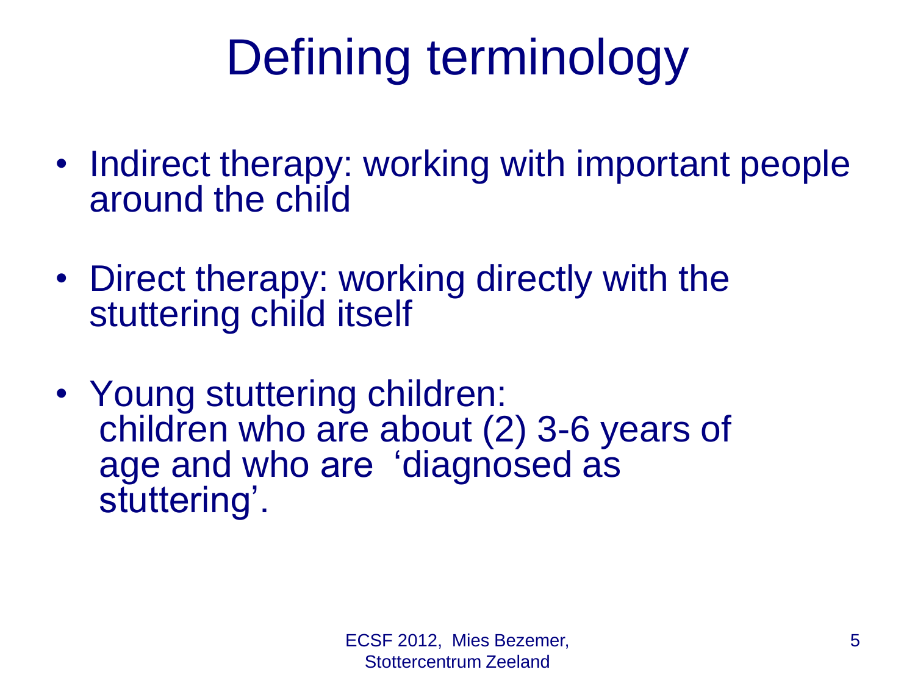# Defining terminology

- Indirect therapy: working with important people around the child
- Direct therapy: working directly with the stuttering child itself
- Young stuttering children: children who are about (2) 3-6 years of age and who are 'diagnosed as stuttering'.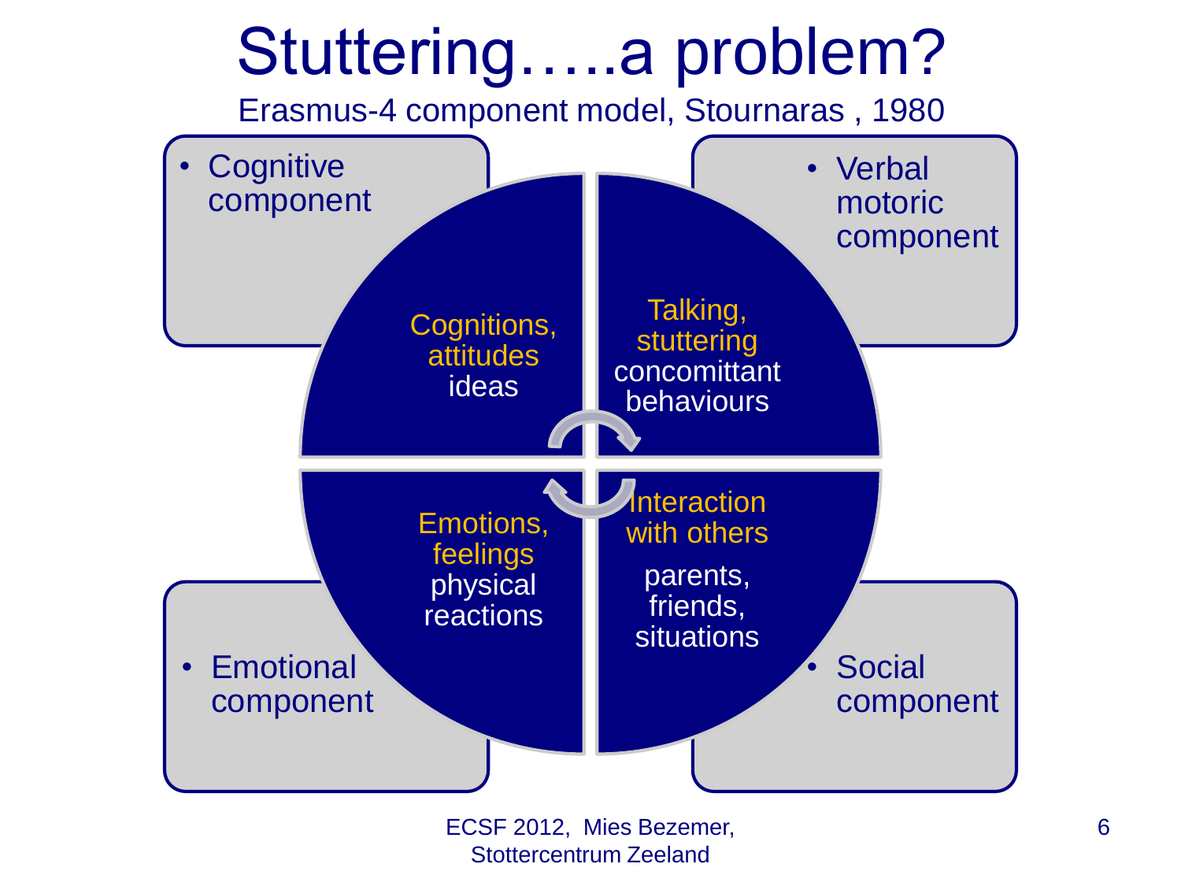# Stuttering…..a problem?

Erasmus-4 component model, Stournaras , 1980

- Cognitive component
  - Cognitions, attitudes ideas
- Verbal motoric component
  - Talking, stuttering concomittant behaviours
- Emotional component
  - Emotions, feelings physical reactions
- Social component
  - Interaction with others parents, friends, situations

ECSF 2012, Mies Bezemer, Stottercentrum Zeeland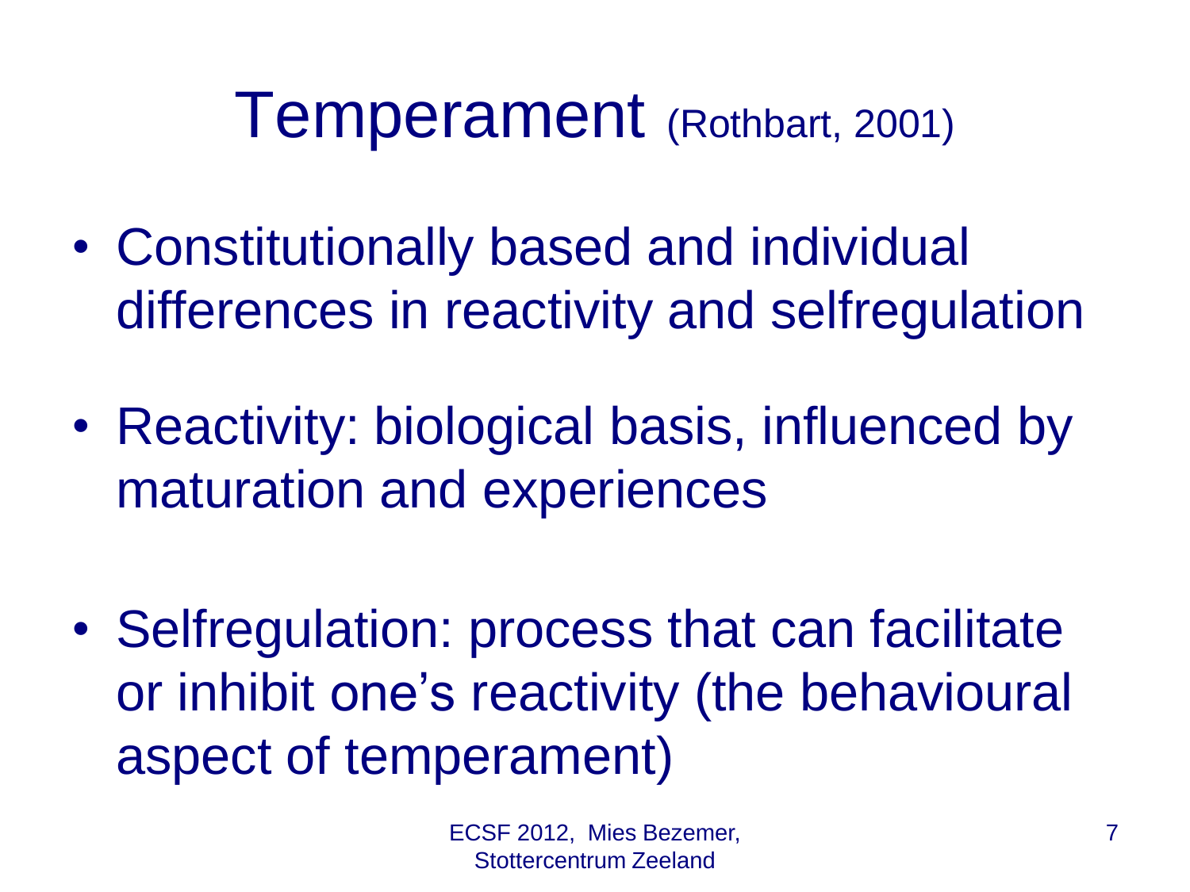# Temperament (Rothbart, 2001)

- Constitutionally based and individual differences in reactivity and selfregulation
- Reactivity: biological basis, influenced by maturation and experiences
- Selfregulation: process that can facilitate or inhibit one's reactivity (the behavioural aspect of temperament)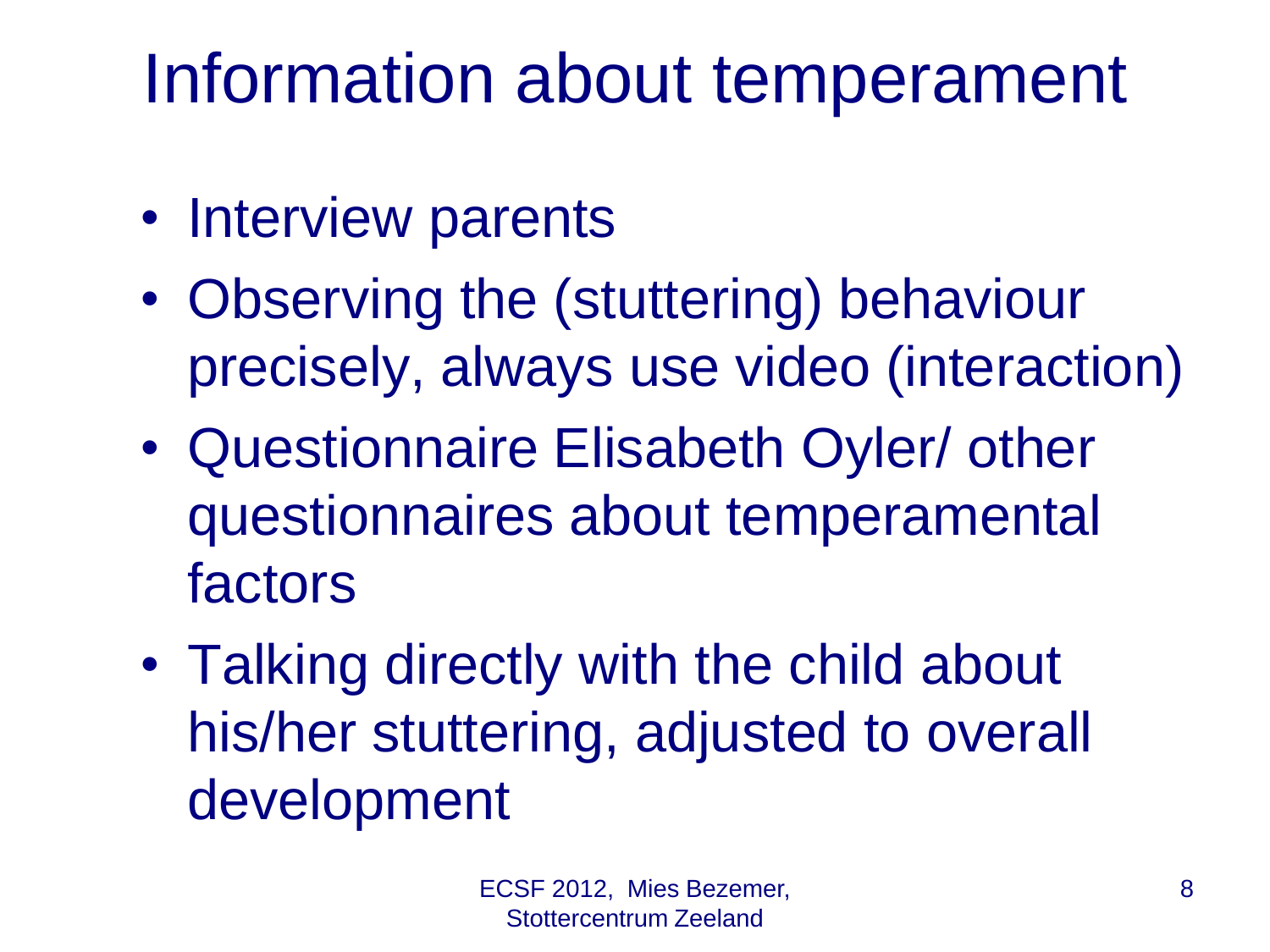# Information about temperament

- Interview parents
- Observing the (stuttering) behaviour precisely, always use video (interaction)
- Questionnaire Elisabeth Oyler/ other questionnaires about temperamental factors
- Talking directly with the child about his/her stuttering, adjusted to overall development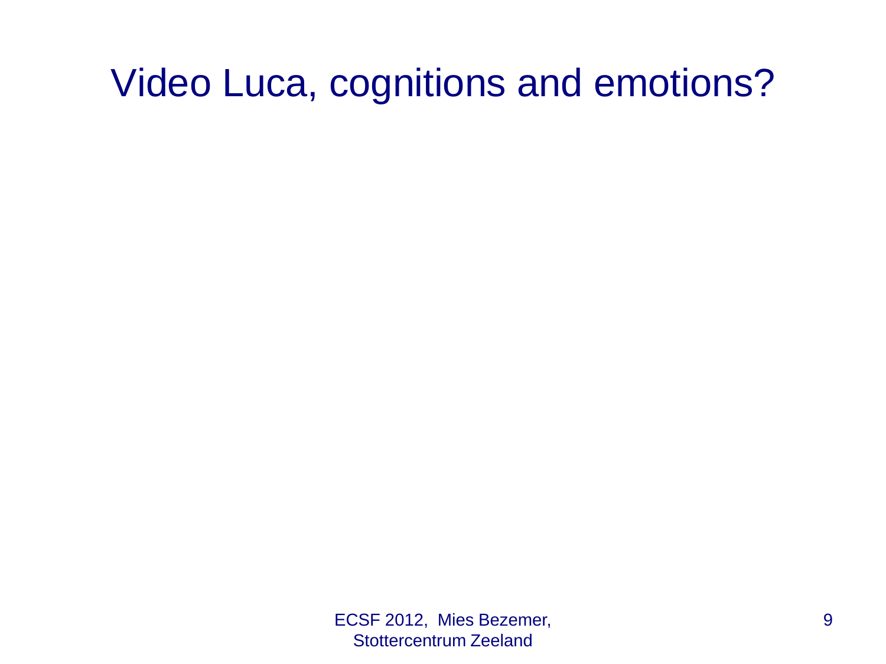# Video Luca, cognitions and emotions?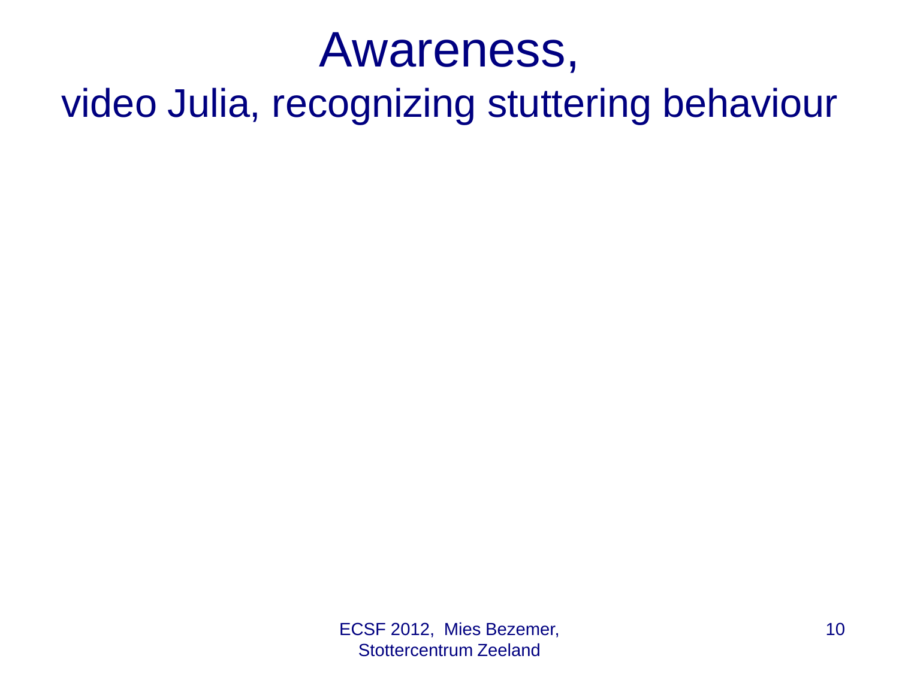# Awareness,

## video Julia, recognizing stuttering behaviour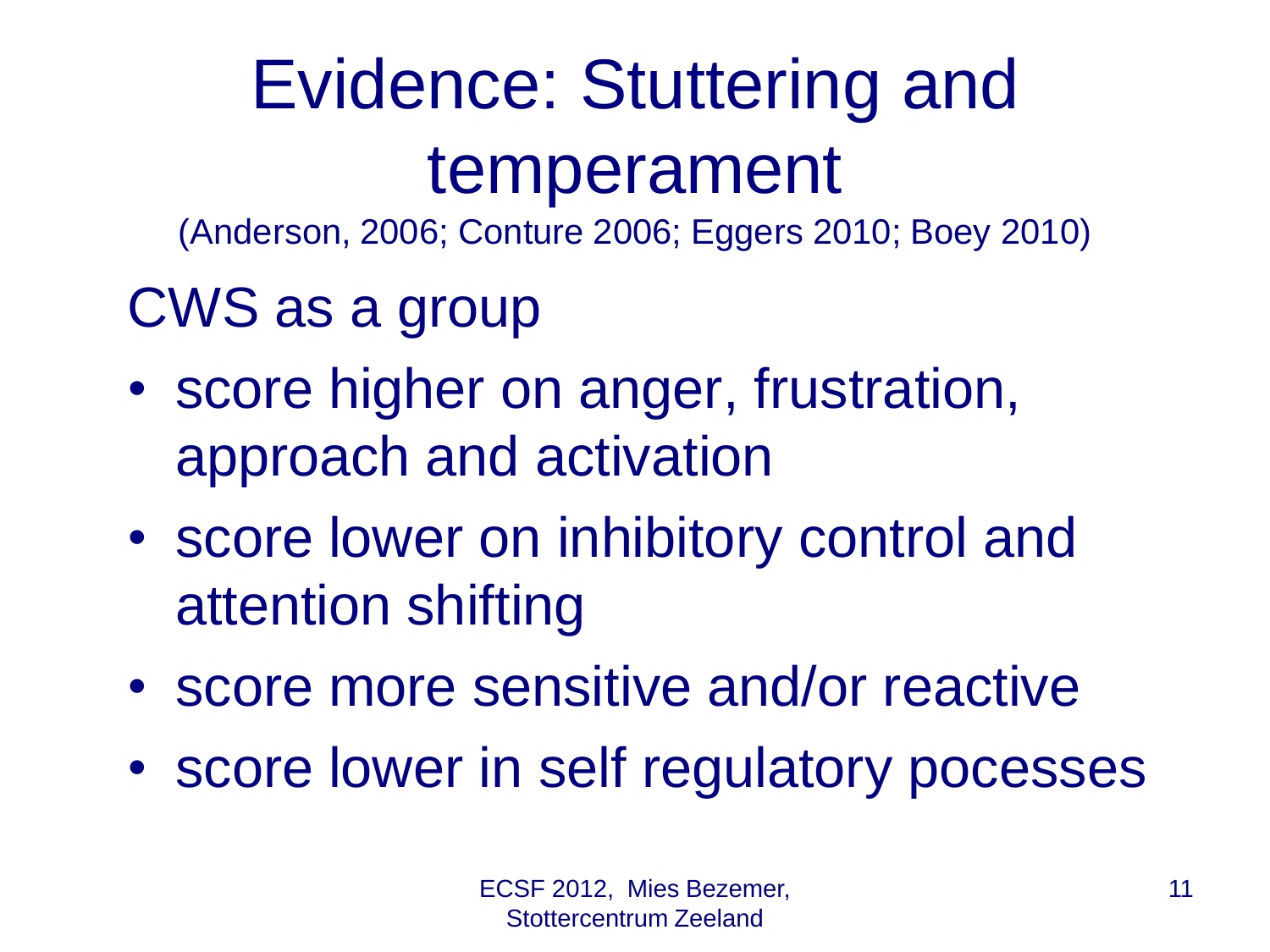# Evidence: Stuttering and temperament

(Anderson, 2006; Conture 2006; Eggers 2010; Boey 2010)

CWS as a group

- score higher on anger, frustration, approach and activation
- score lower on inhibitory control and attention shifting
- score more sensitive and/or reactive
- score lower in self regulatory pocesses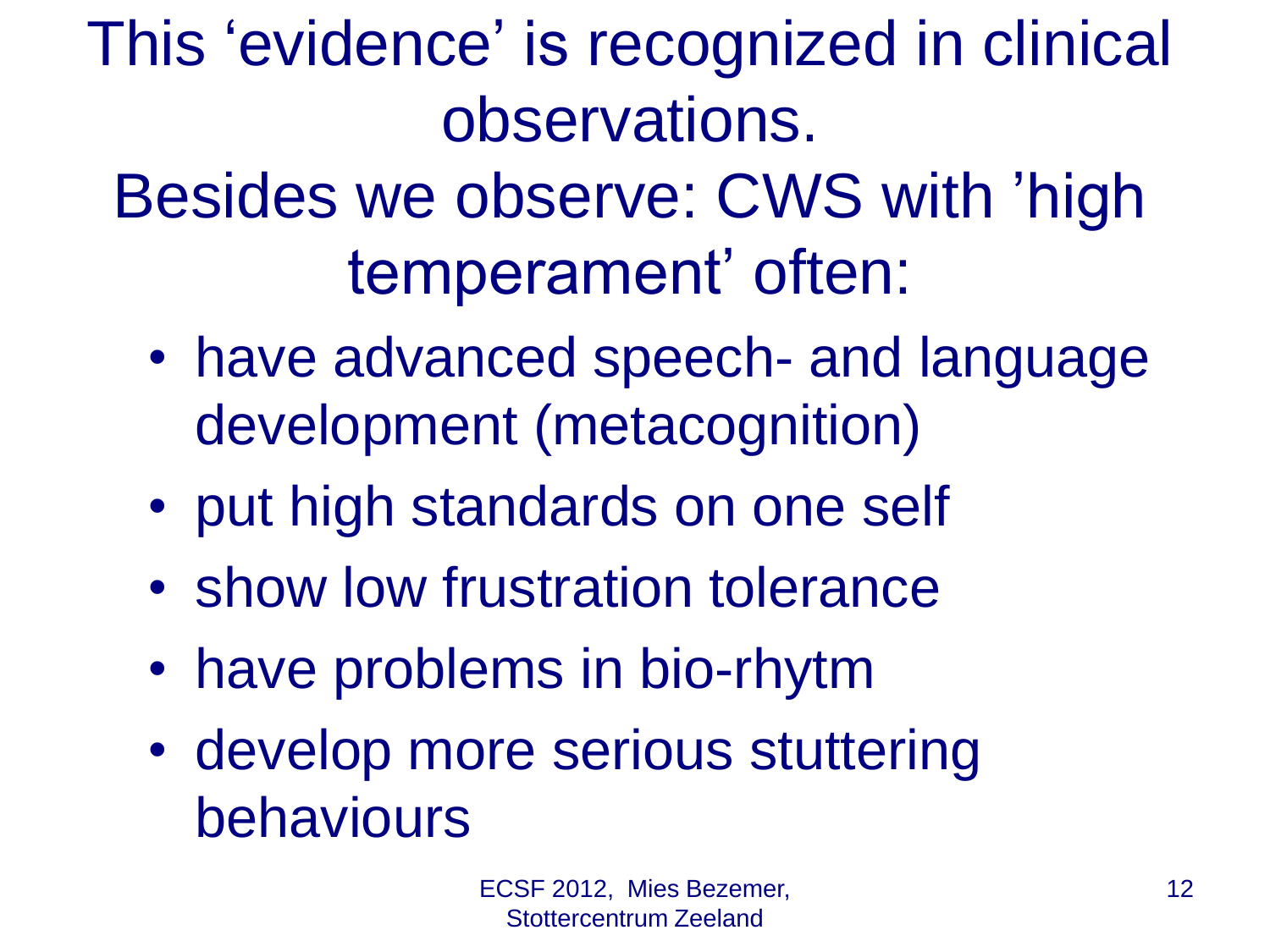# This 'evidence' is recognized in clinical observations.

## Besides we observe: CWS with 'high temperament' often:

- have advanced speech- and language development (metacognition)
- put high standards on one self
- show low frustration tolerance
- have problems in bio-rhytm
- develop more serious stuttering behaviours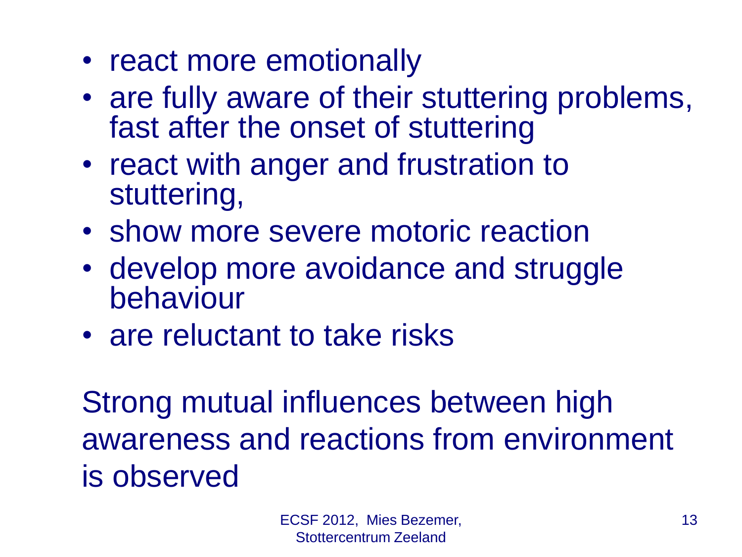- react more emotionally
- are fully aware of their stuttering problems, fast after the onset of stuttering
- react with anger and frustration to stuttering,
- show more severe motoric reaction
- develop more avoidance and struggle behaviour
- are reluctant to take risks

Strong mutual influences between high awareness and reactions from environment is observed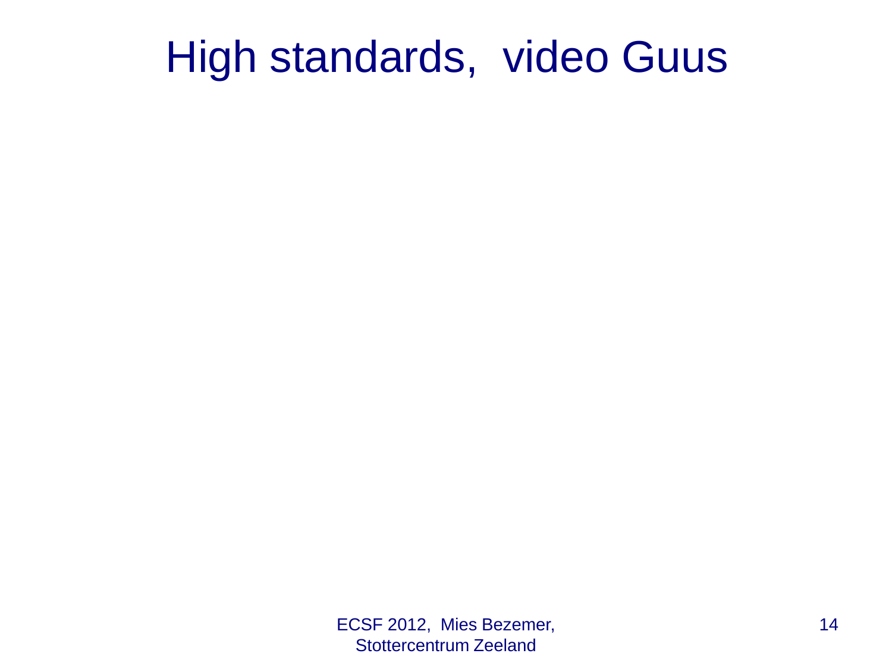# High standards,  video Guus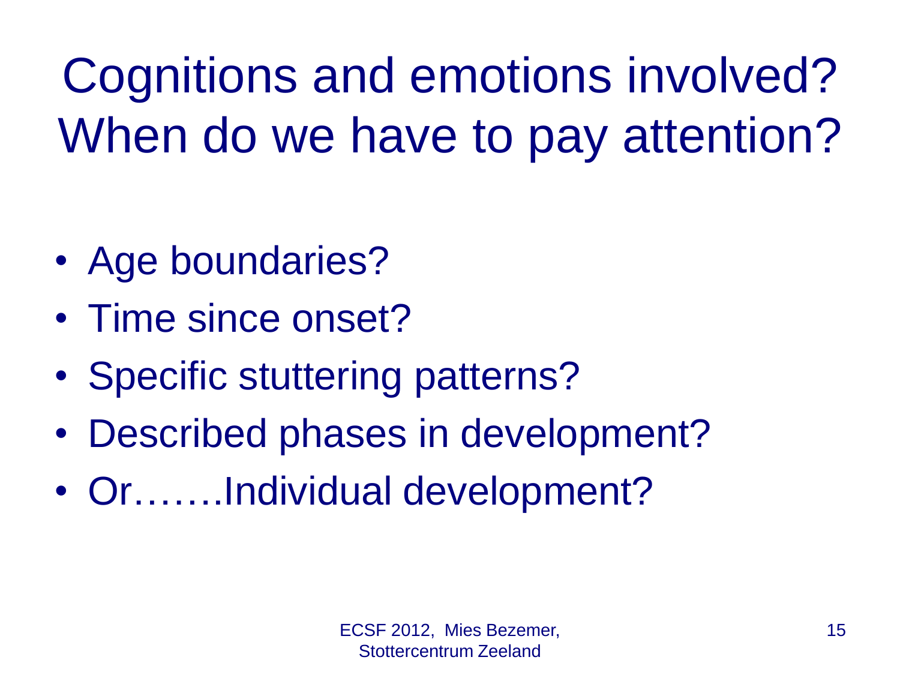# Cognitions and emotions involved? When do we have to pay attention?

- Age boundaries?
- Time since onset?
- Specific stuttering patterns?
- Described phases in development?
- Or…….Individual development?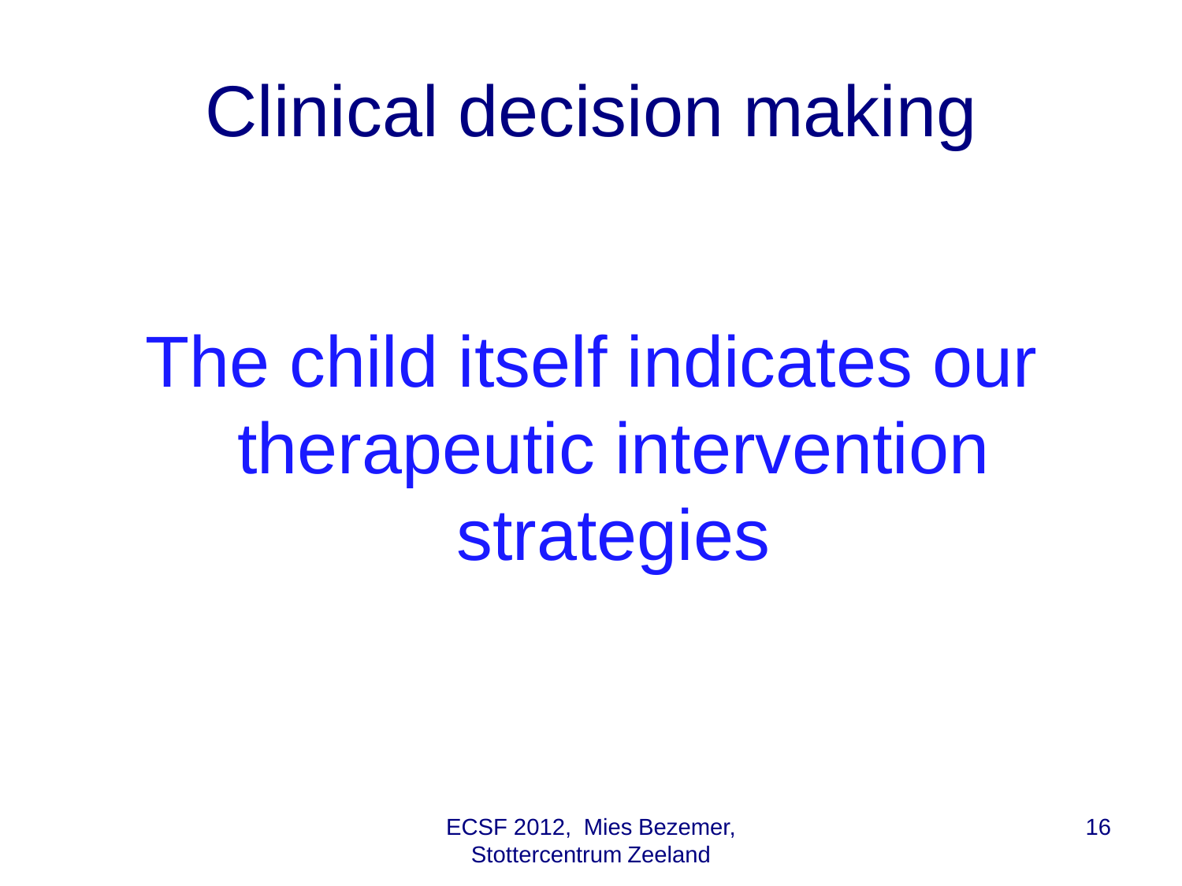# Clinical decision making

The child itself indicates our therapeutic intervention strategies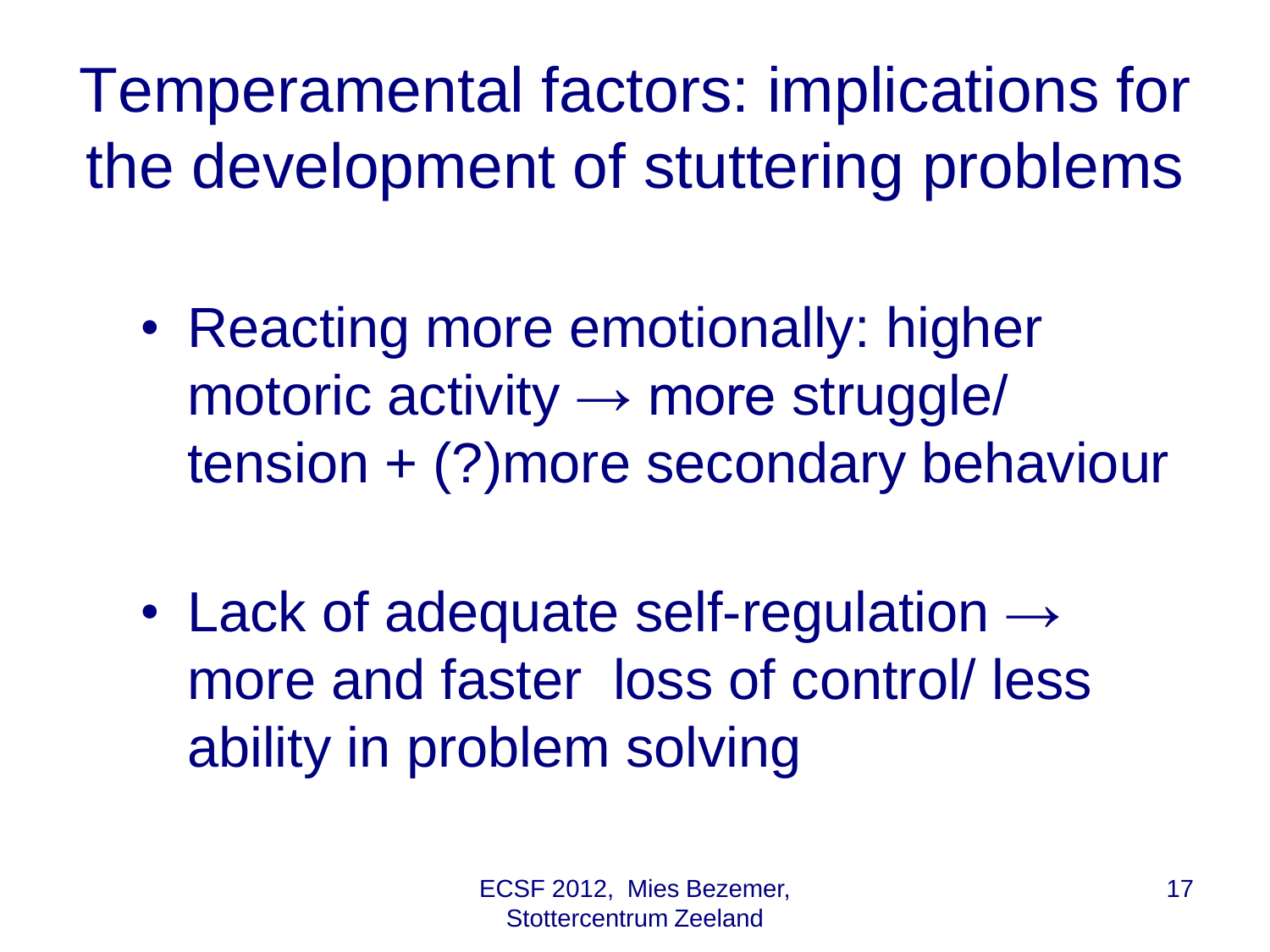# Temperamental factors: implications for the development of stuttering problems

- Reacting more emotionally: higher motoric activity → more struggle/ tension + (?)more secondary behaviour

- Lack of adequate self-regulation → more and faster loss of control/ less ability in problem solving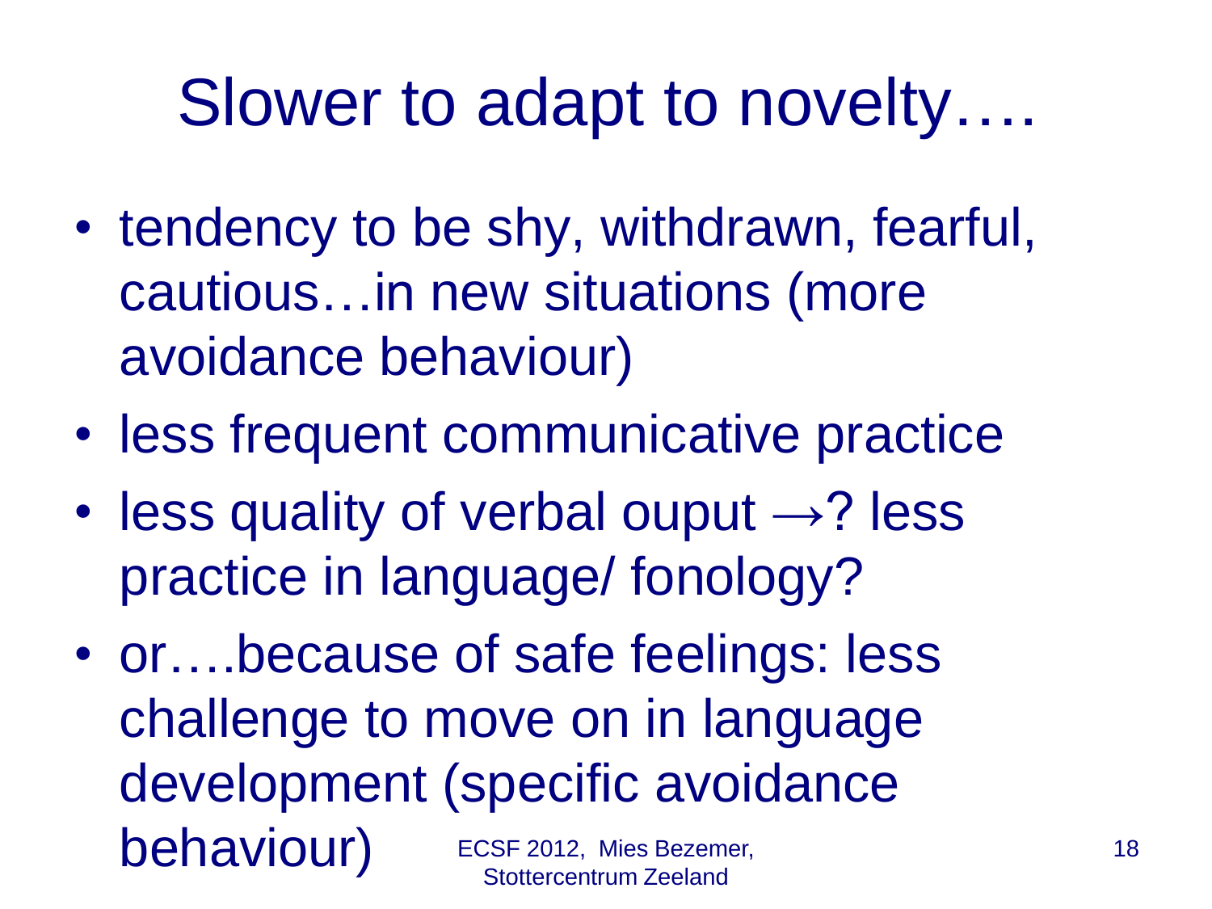# Slower to adapt to novelty….

- tendency to be shy, withdrawn, fearful, cautious…in new situations (more avoidance behaviour)
- less frequent communicative practice
- less quality of verbal ouput →? less practice in language/ fonology?
- or….because of safe feelings: less challenge to move on in language development (specific avoidance behaviour)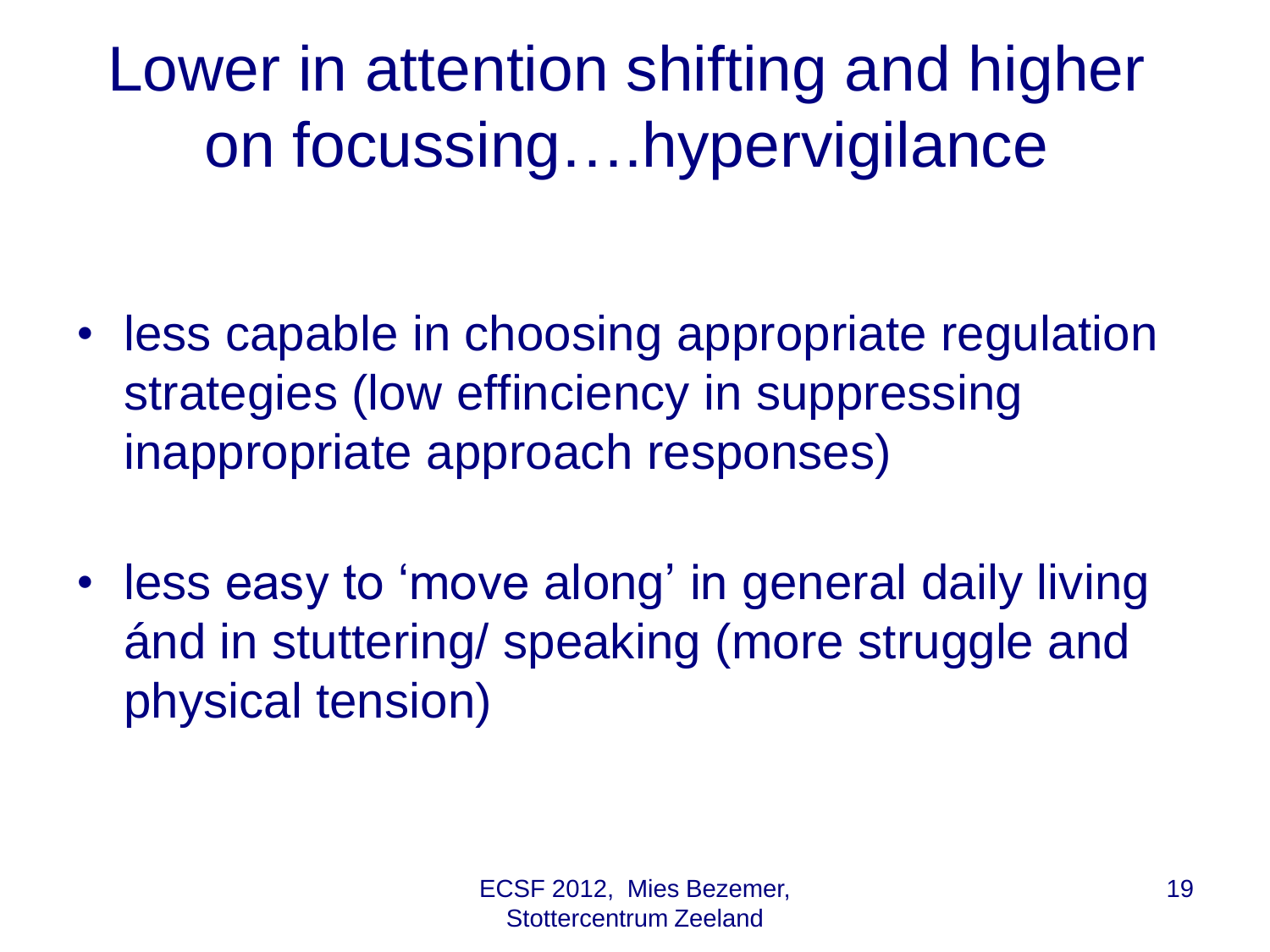# Lower in attention shifting and higher on focussing….hypervigilance

- less capable in choosing appropriate regulation strategies (low effinciency in suppressing inappropriate approach responses)
- less easy to 'move along' in general daily living ánd in stuttering/ speaking (more struggle and physical tension)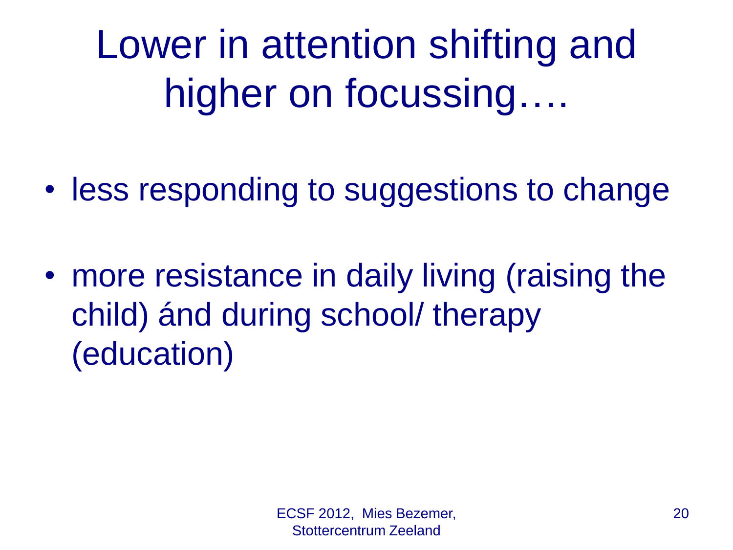# Lower in attention shifting and higher on focussing….

- less responding to suggestions to change

- more resistance in daily living (raising the child) ánd during school/ therapy (education)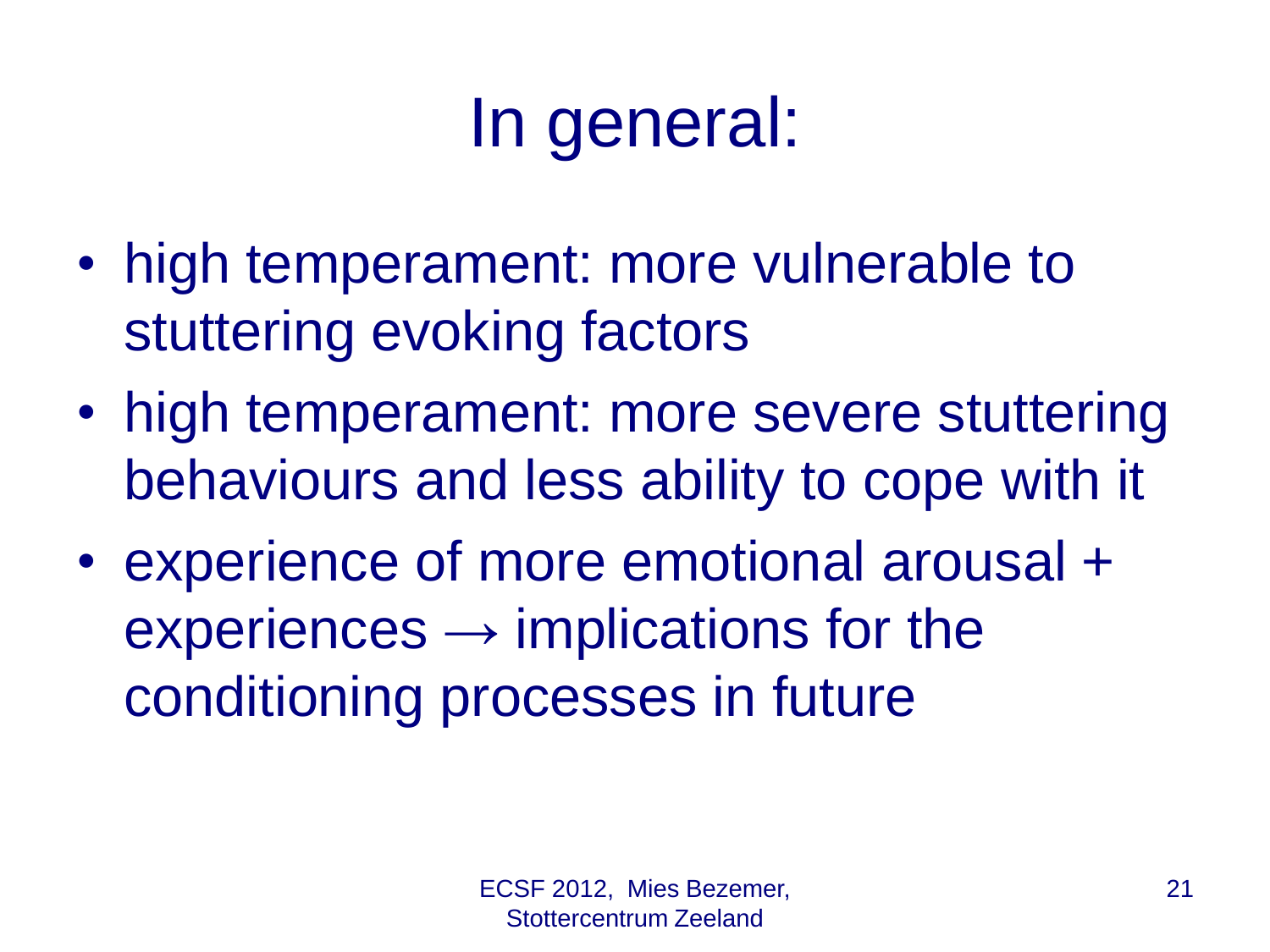# In general:

- high temperament: more vulnerable to stuttering evoking factors
- high temperament: more severe stuttering behaviours and less ability to cope with it
- experience of more emotional arousal + experiences → implications for the conditioning processes in future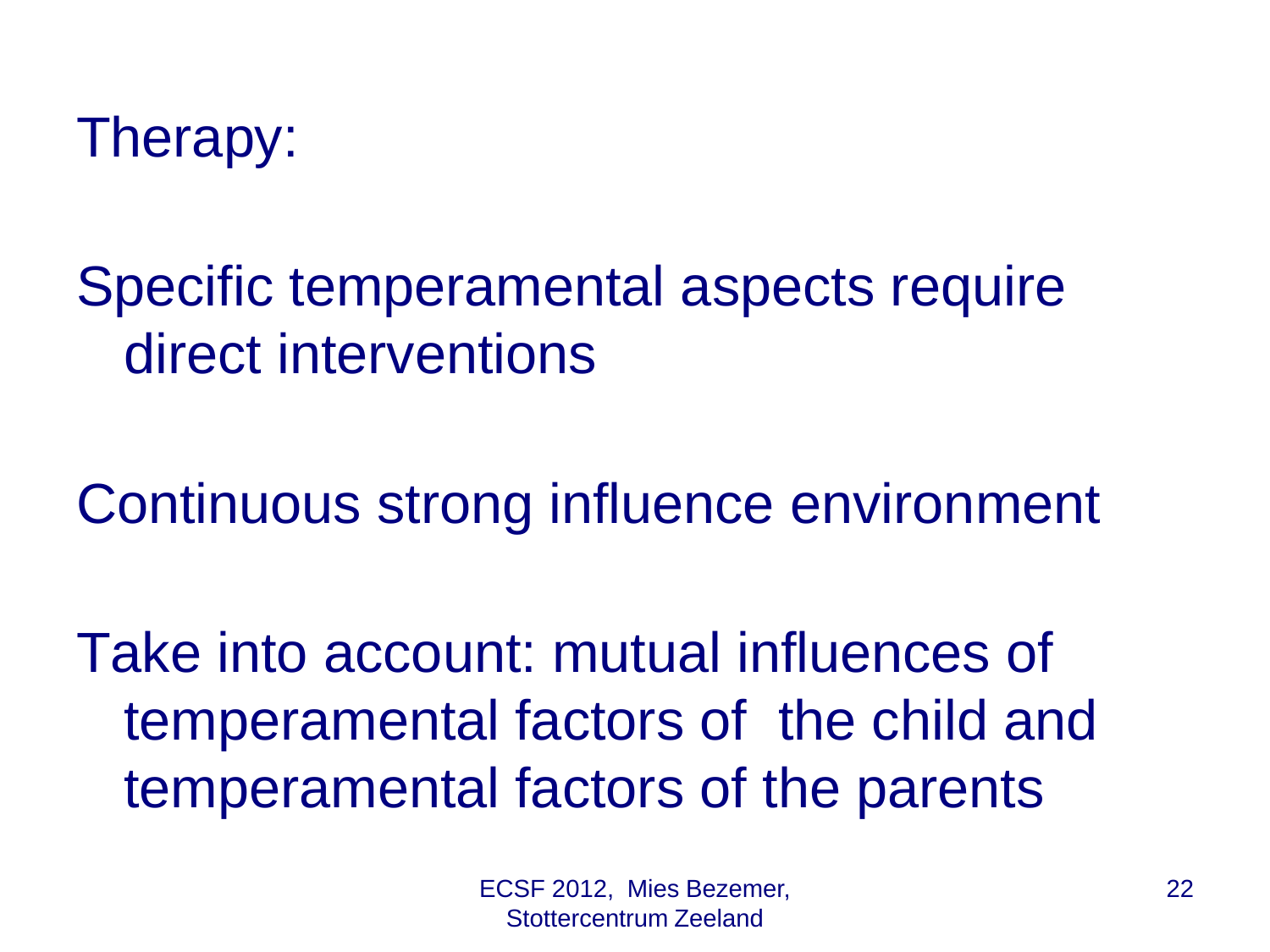# Therapy:

Specific temperamental aspects require direct interventions

Continuous strong influence environment

Take into account: mutual influences of temperamental factors of the child and temperamental factors of the parents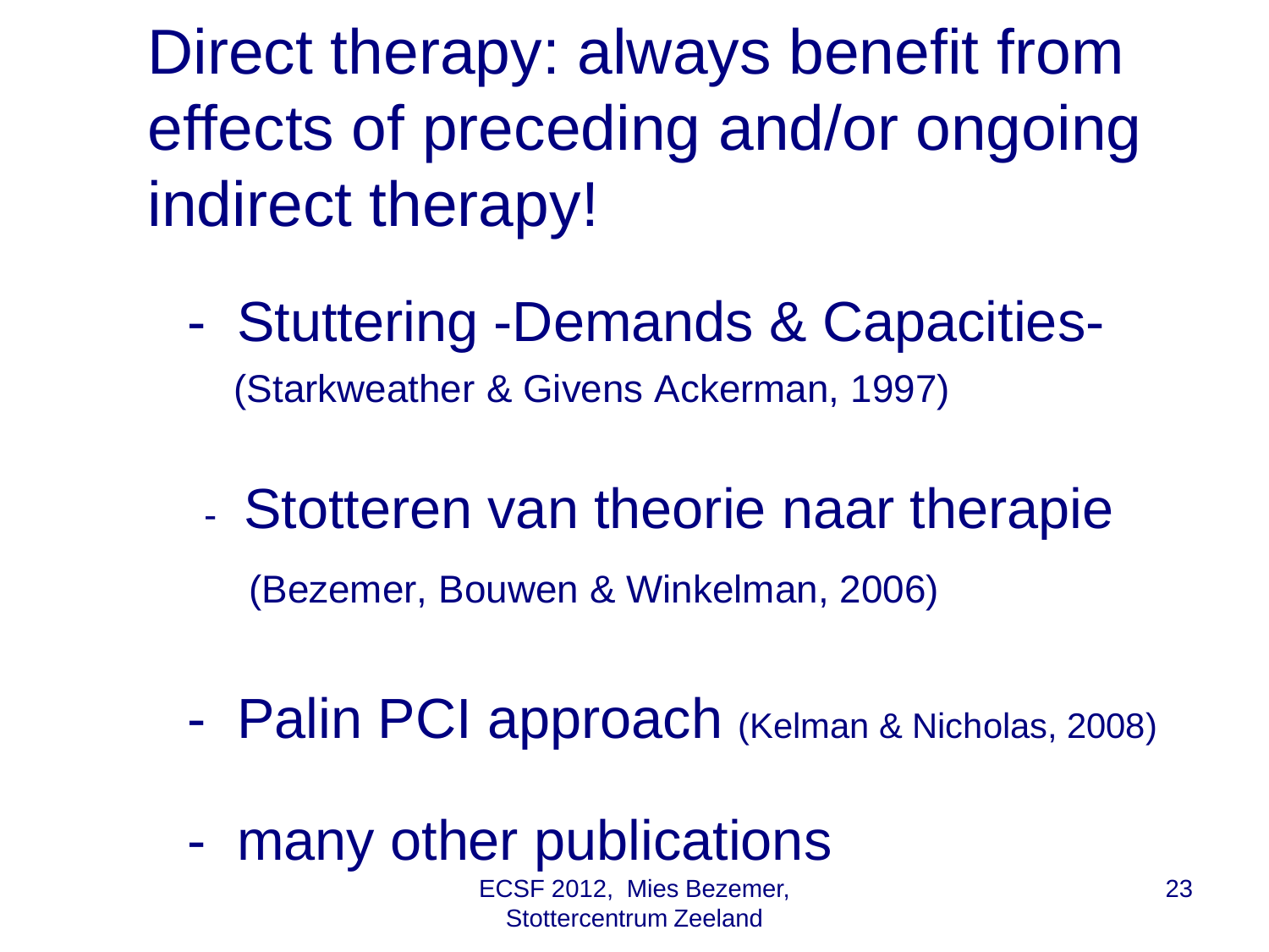# Direct therapy: always benefit from effects of preceding and/or ongoing indirect therapy!

- Stuttering -Demands & Capacities- (Starkweather & Givens Ackerman, 1997)
- Stotteren van theorie naar therapie (Bezemer, Bouwen & Winkelman, 2006)
- Palin PCI approach (Kelman & Nicholas, 2008)
- many other publications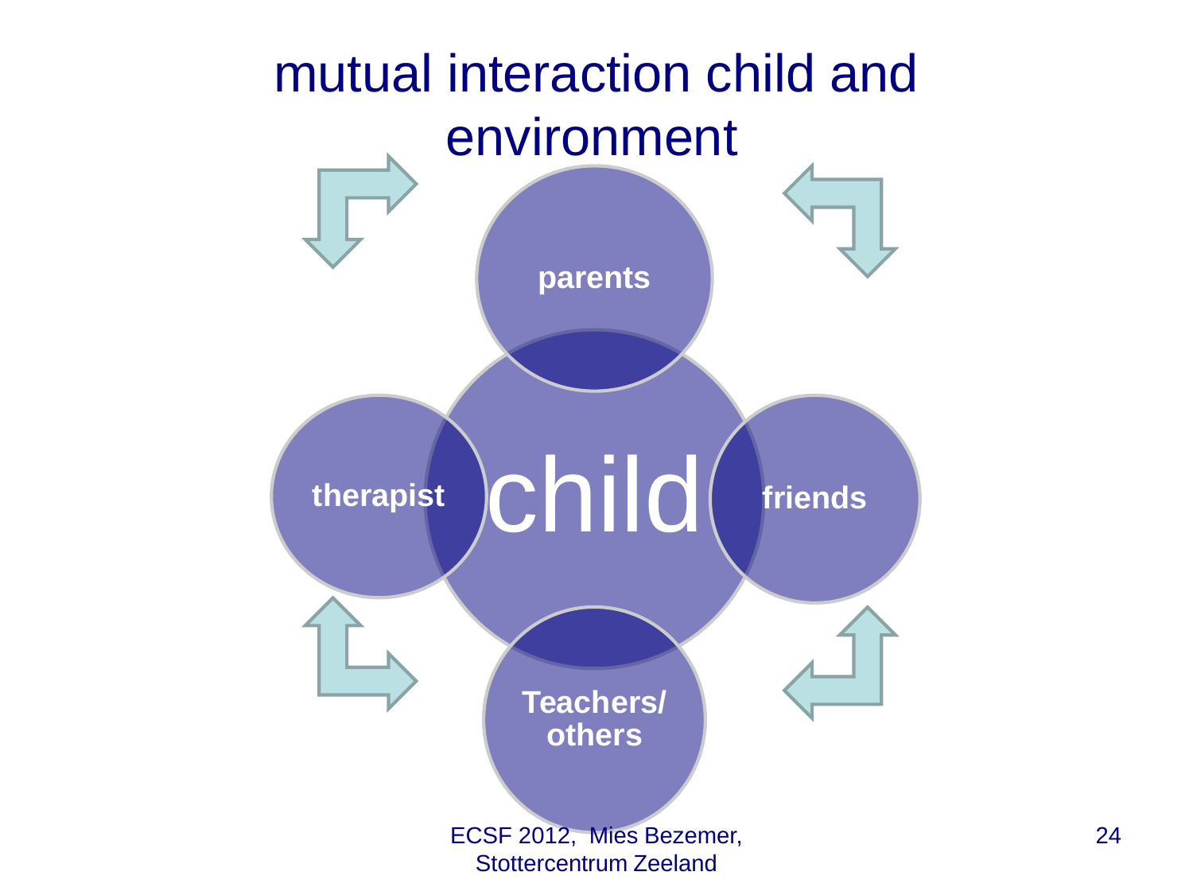# mutual interaction child and environment

parents

therapist

child

friends

Teachers/ others

ECSF 2012, Mies Bezemer, Stottercentrum Zeeland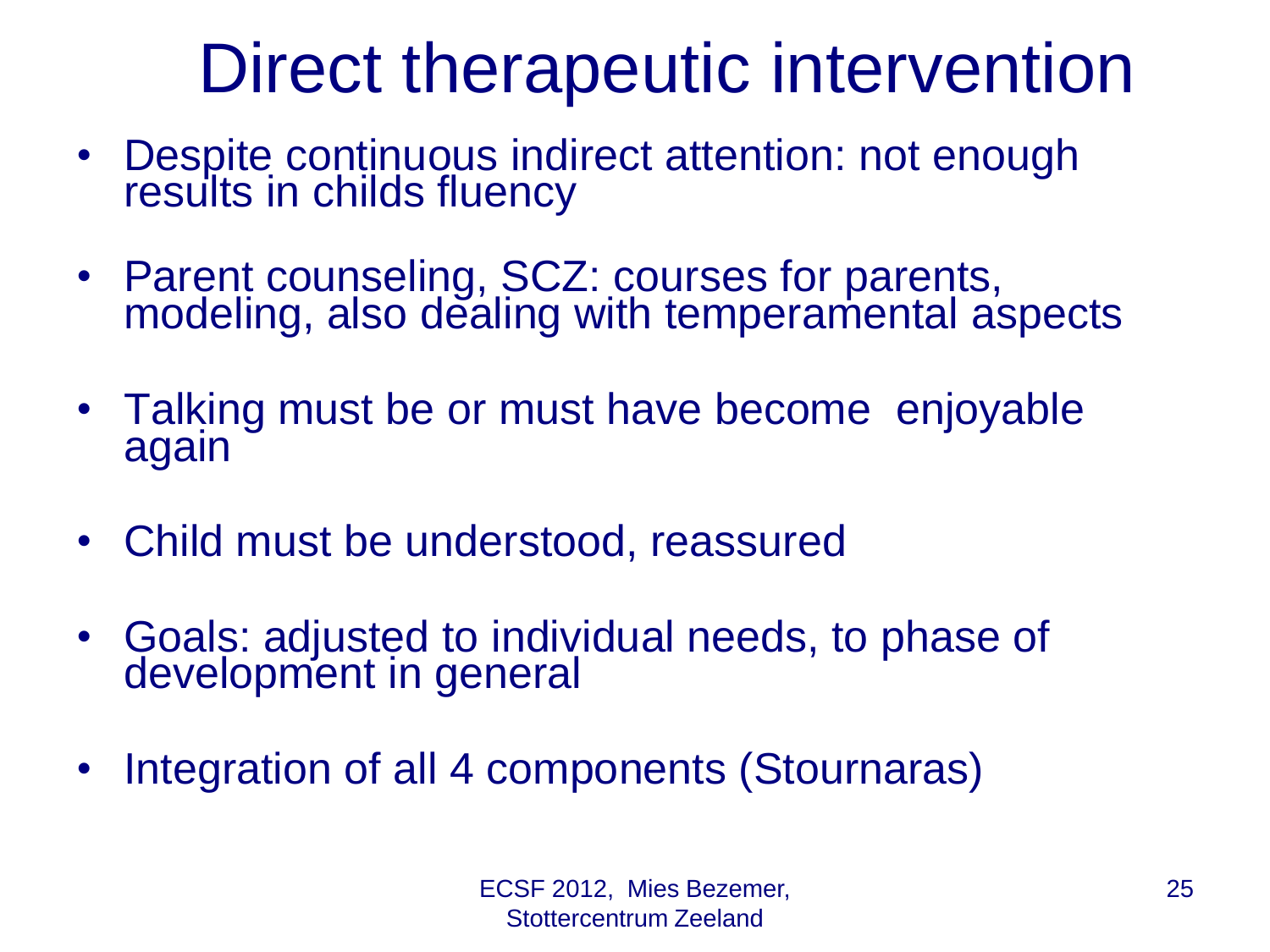# Direct therapeutic intervention

- Despite continuous indirect attention: not enough results in childs fluency
- Parent counseling, SCZ: courses for parents, modeling, also dealing with temperamental aspects
- Talking must be or must have become  enjoyable again
- Child must be understood, reassured
- Goals: adjusted to individual needs, to phase of development in general
- Integration of all 4 components (Stournaras)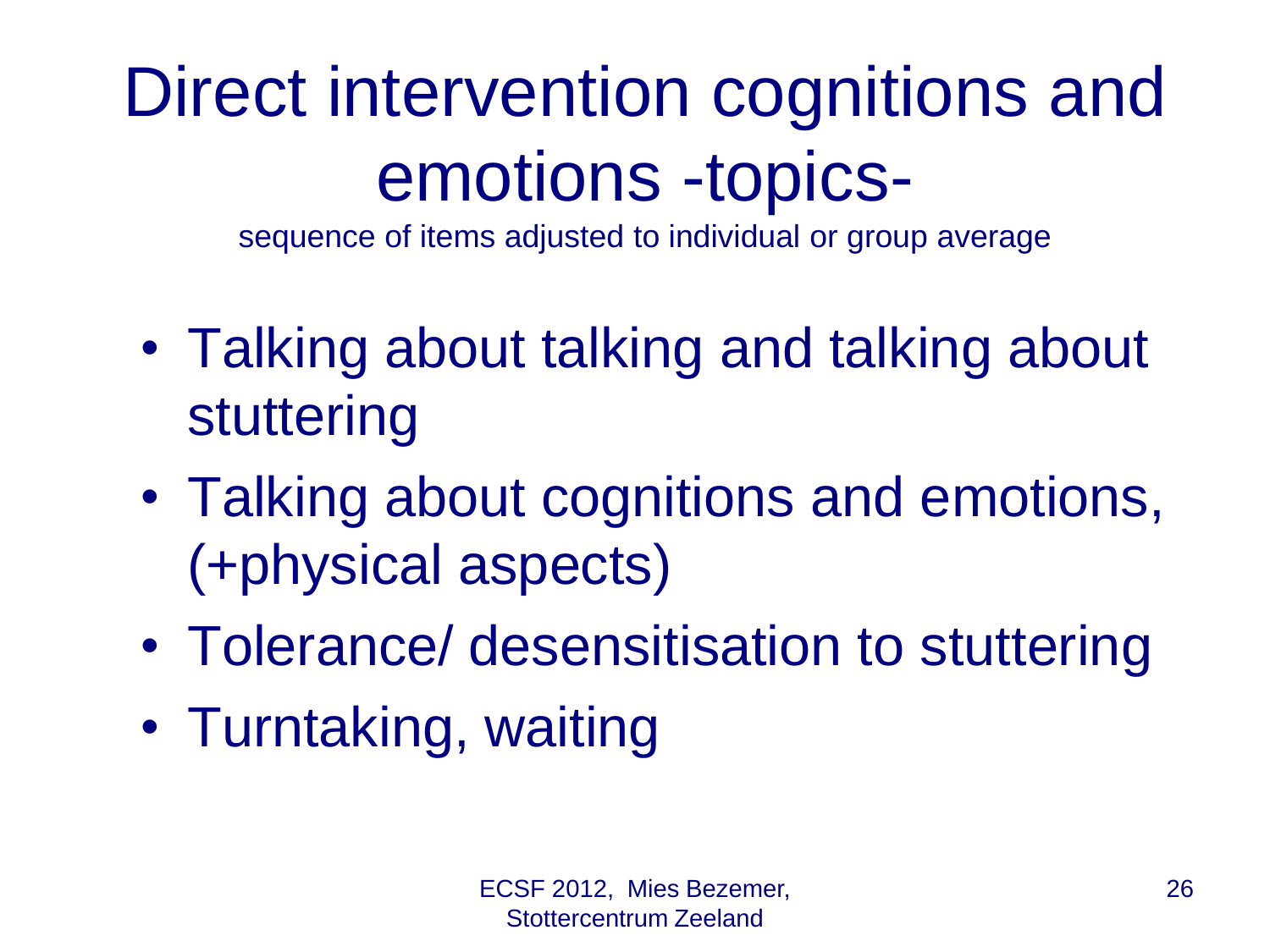# Direct intervention cognitions and emotions -topics-

sequence of items adjusted to individual or group average

- Talking about talking and talking about stuttering
- Talking about cognitions and emotions, (+physical aspects)
- Tolerance/ desensitisation to stuttering
- Turntaking, waiting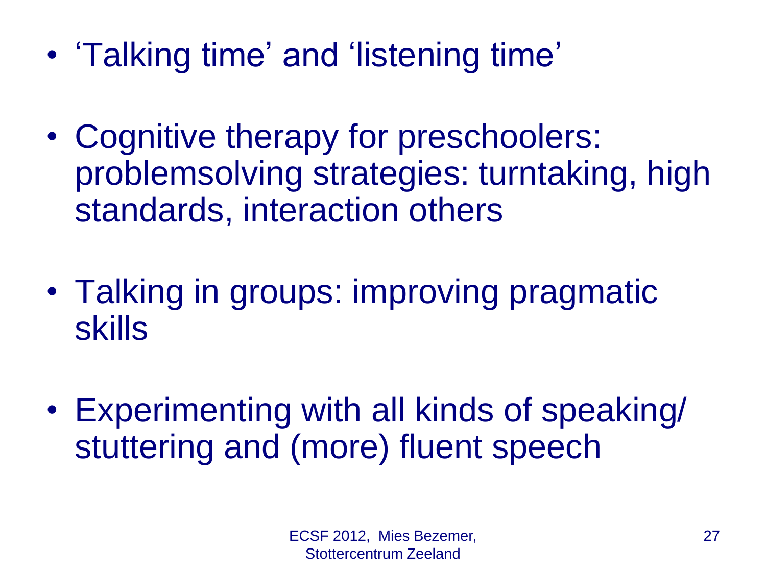- ‘Talking time’ and ‘listening time’

- Cognitive therapy for preschoolers: problemsolving strategies: turntaking, high standards, interaction others

- Talking in groups: improving pragmatic skills

- Experimenting with all kinds of speaking/ stuttering and (more) fluent speech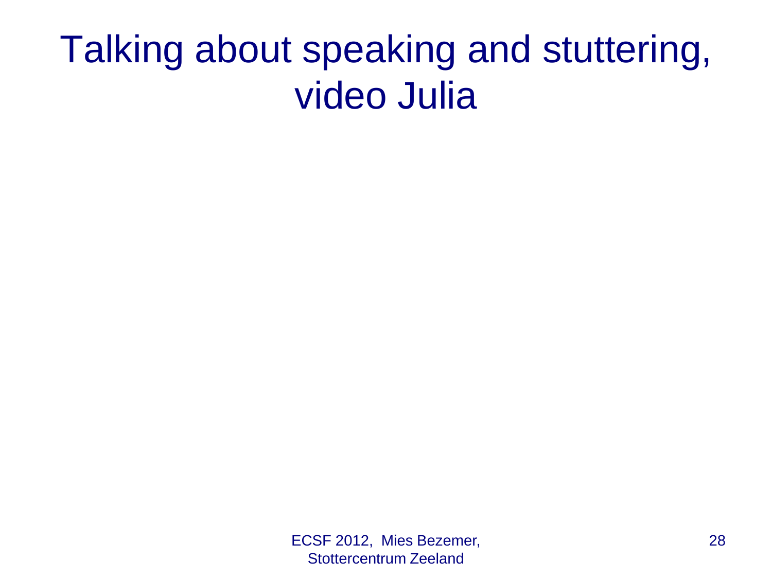# Talking about speaking and stuttering, video Julia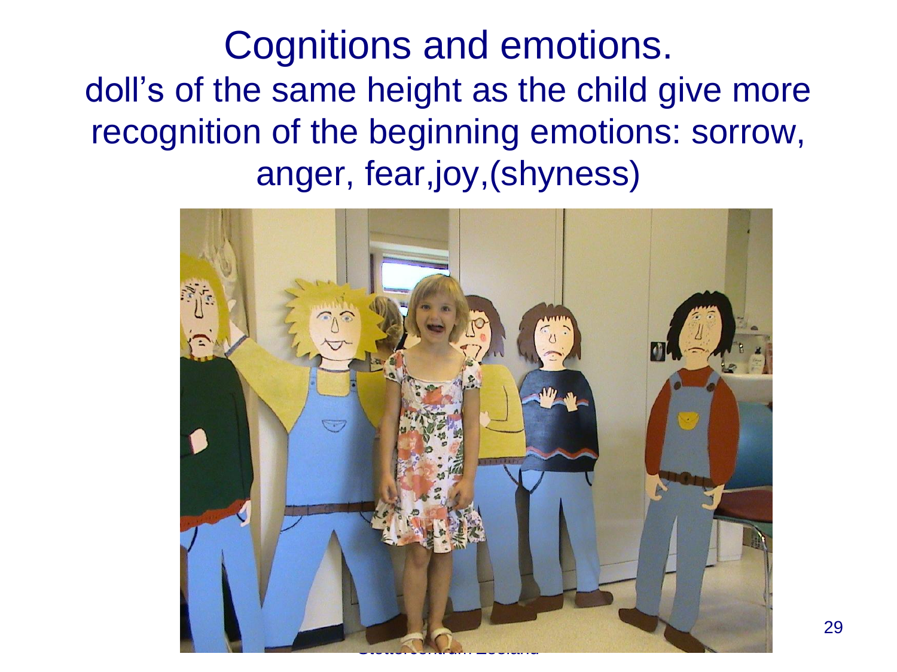# Cognitions and emotions.

doll's of the same height as the child give more recognition of the beginning emotions: sorrow, anger, fear,joy,(shyness)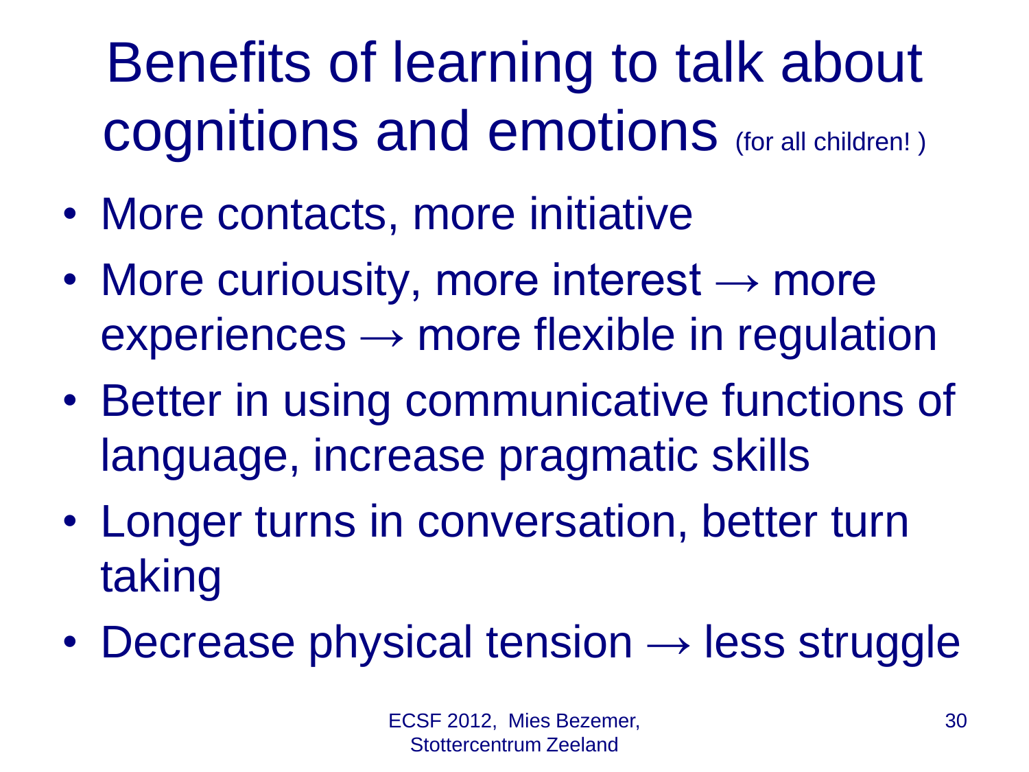# Benefits of learning to talk about cognitions and emotions (for all children! )

- More contacts, more initiative
- More curiousity, more interest → more experiences → more flexible in regulation
- Better in using communicative functions of language, increase pragmatic skills
- Longer turns in conversation, better turn taking
- Decrease physical tension → less struggle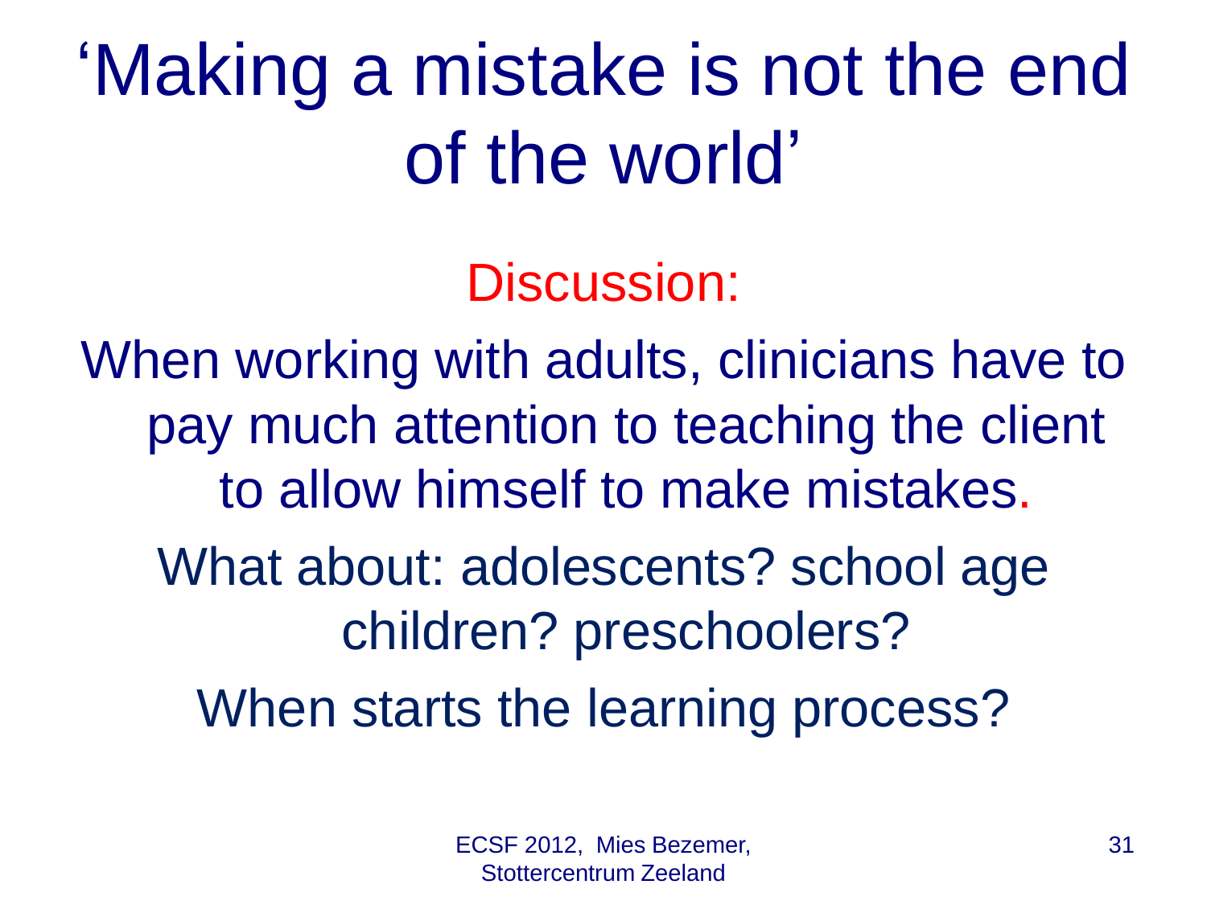# ‘Making a mistake is not the end of the world’

Discussion:

When working with adults, clinicians have to pay much attention to teaching the client to allow himself to make mistakes.

What about: adolescents? school age children? preschoolers?

When starts the learning process?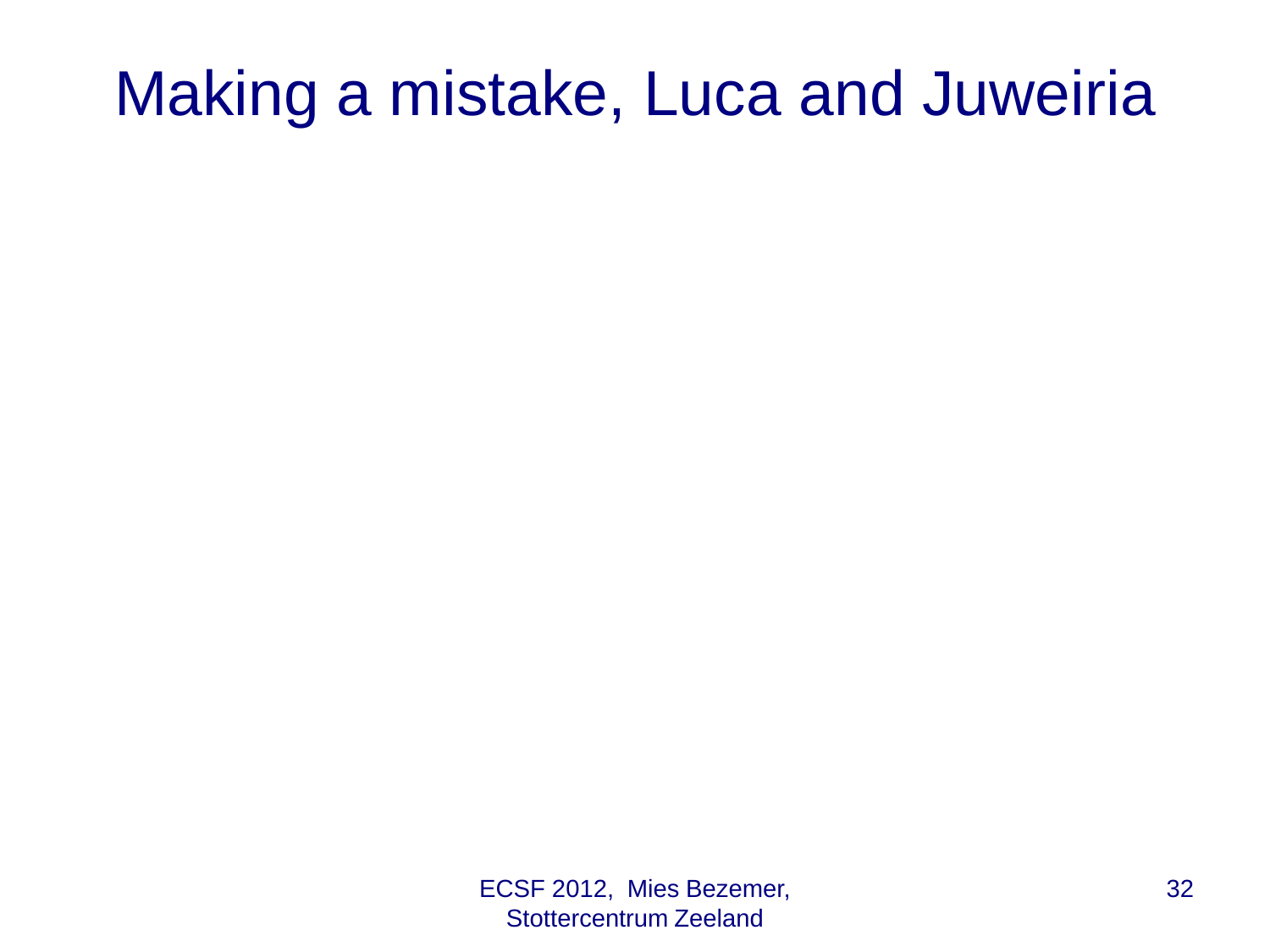# Making a mistake, Luca and Juweiria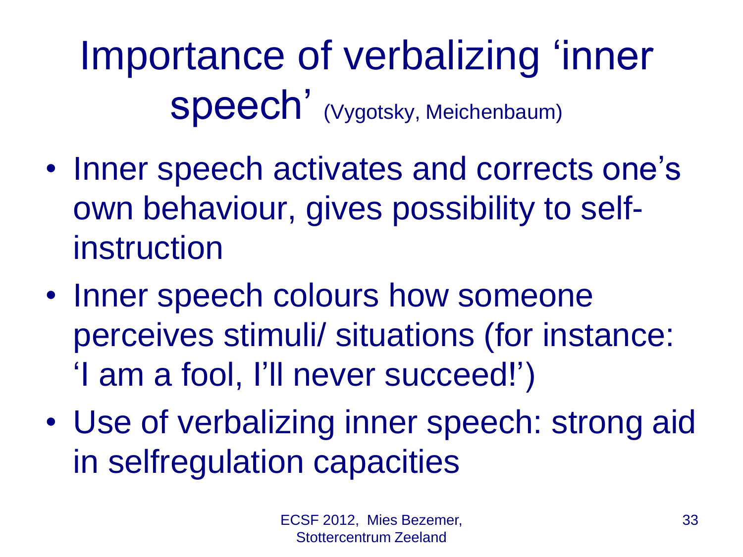# Importance of verbalizing 'inner speech' (Vygotsky, Meichenbaum)

- Inner speech activates and corrects one's own behaviour, gives possibility to self-instruction
- Inner speech colours how someone perceives stimuli/ situations (for instance: 'I am a fool, I'll never succeed!')
- Use of verbalizing inner speech: strong aid in selfregulation capacities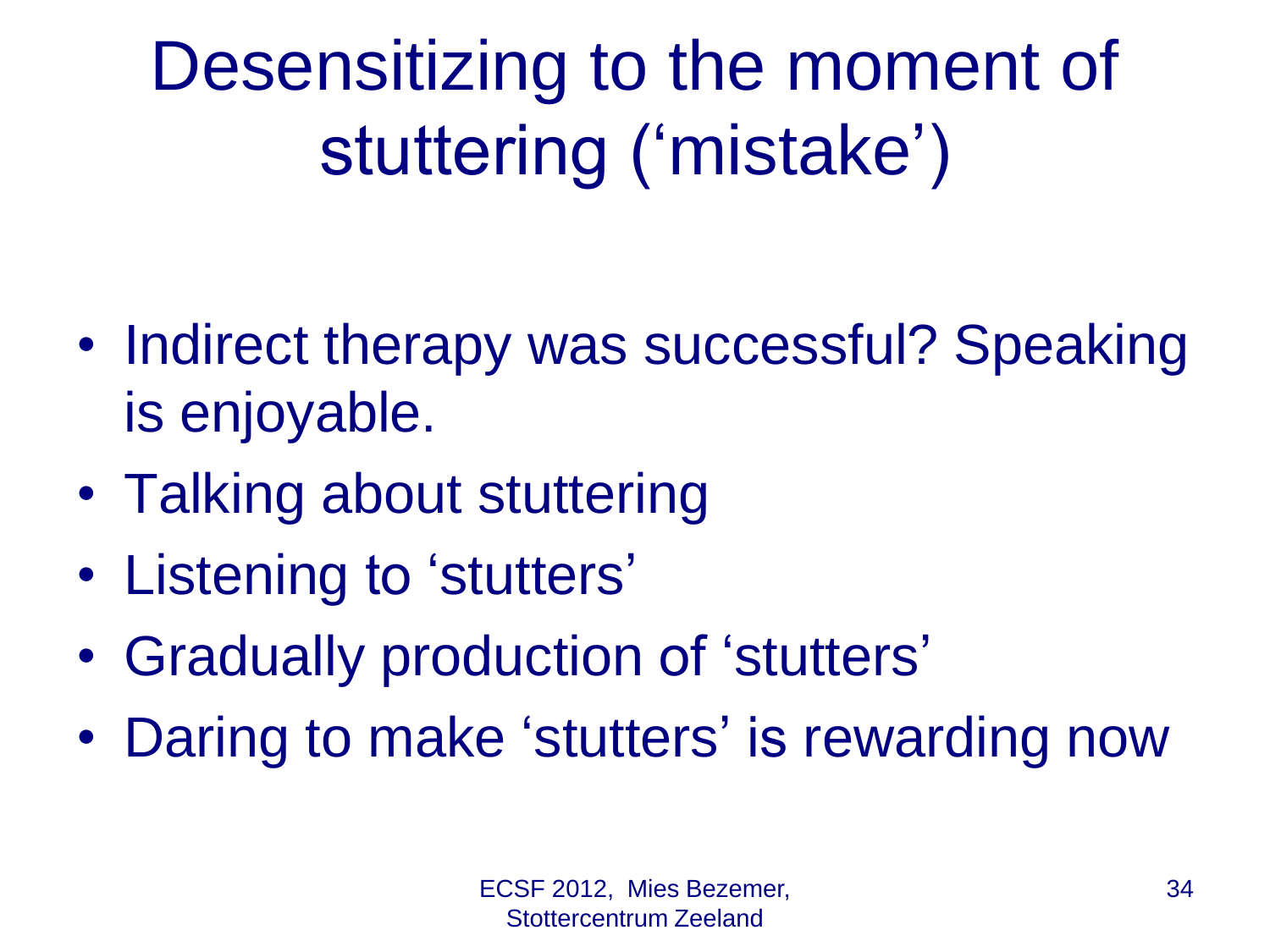# Desensitizing to the moment of stuttering ('mistake')

- Indirect therapy was successful? Speaking is enjoyable.
- Talking about stuttering
- Listening to 'stutters'
- Gradually production of 'stutters'
- Daring to make 'stutters' is rewarding now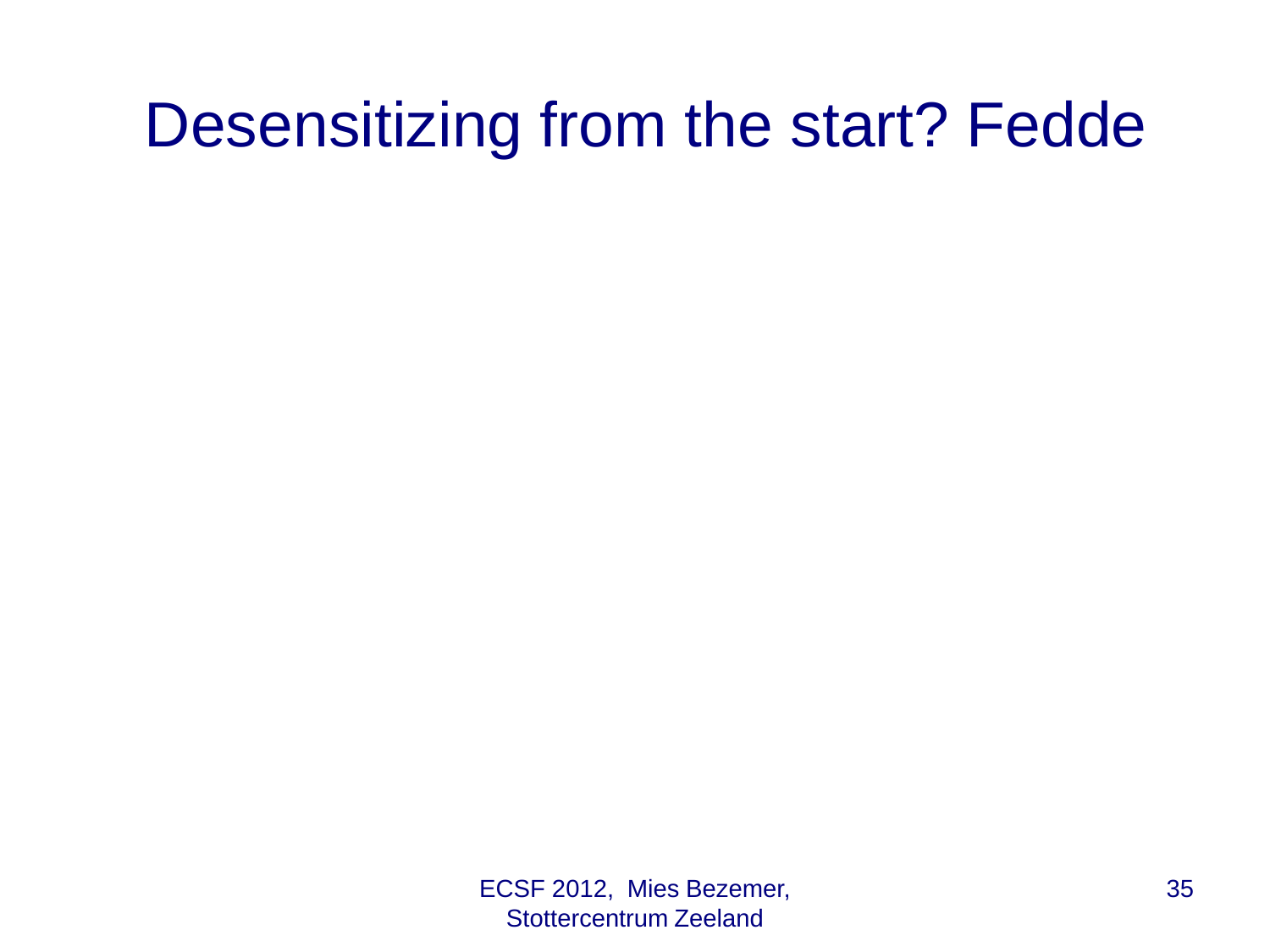# Desensitizing from the start? Fedde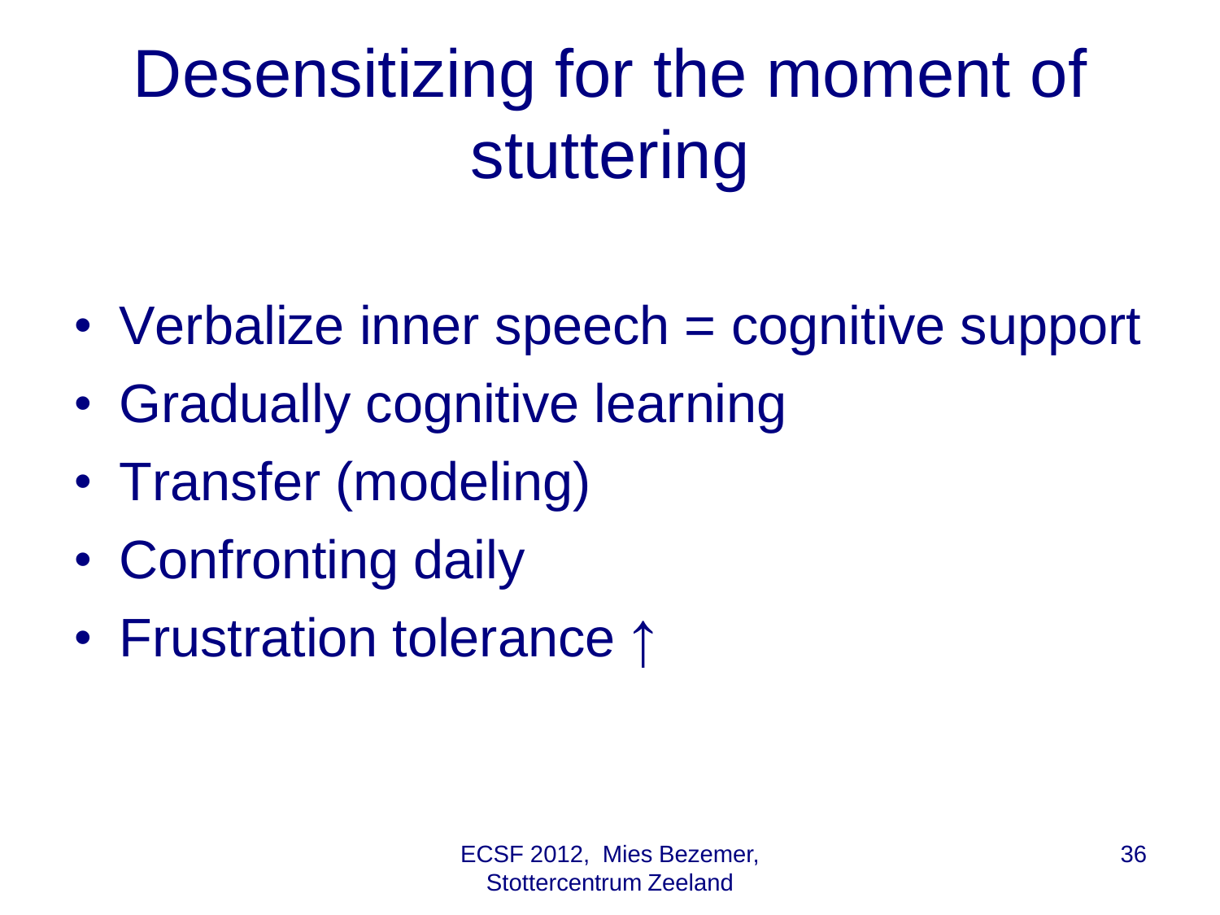# Desensitizing for the moment of stuttering

- Verbalize inner speech = cognitive support
- Gradually cognitive learning
- Transfer (modeling)
- Confronting daily
- Frustration tolerance $\uparrow$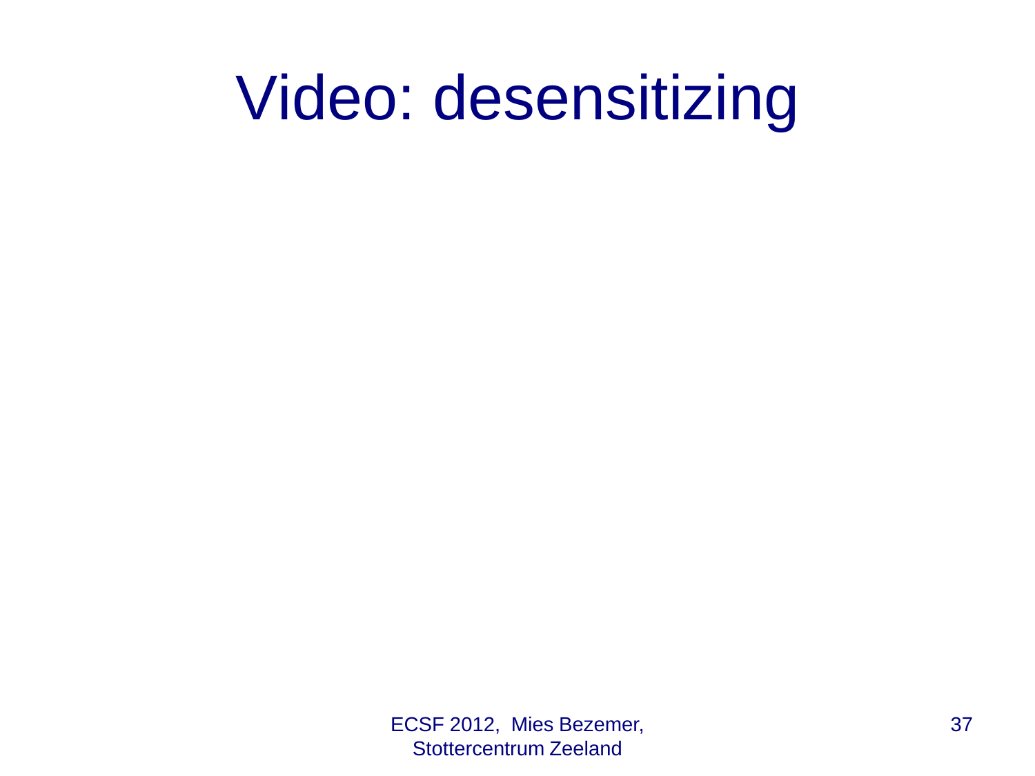# Video: desensitizing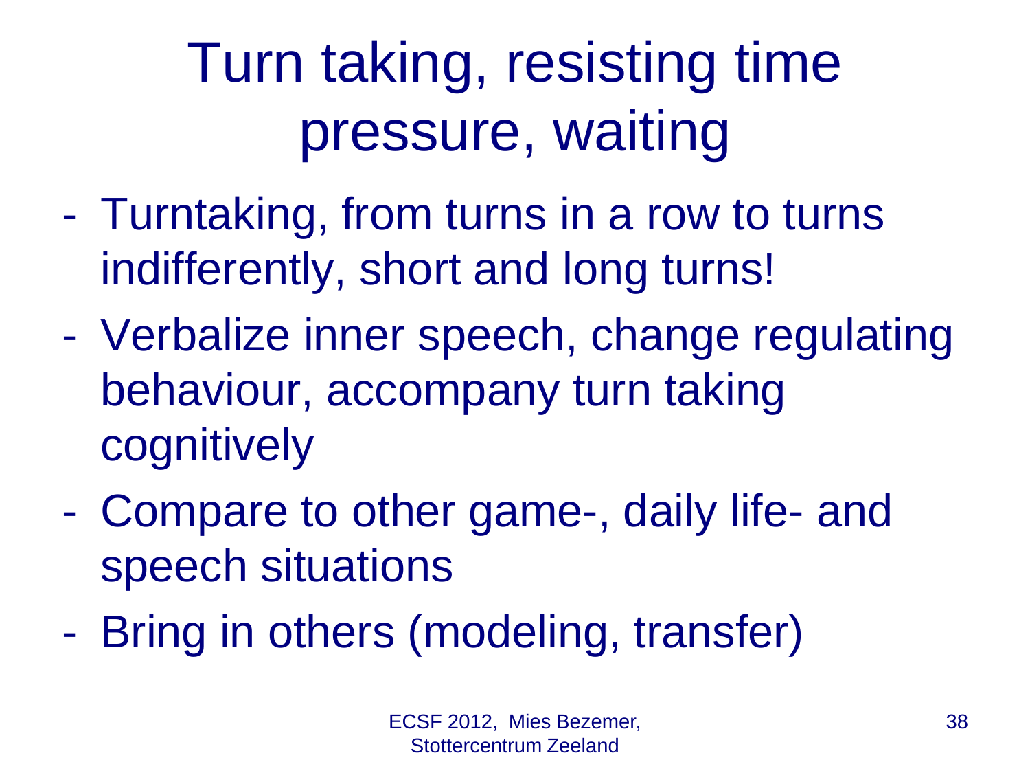# Turn taking, resisting time pressure, waiting

- Turntaking, from turns in a row to turns indifferently, short and long turns!
- Verbalize inner speech, change regulating behaviour, accompany turn taking cognitively
- Compare to other game-, daily life- and speech situations
- Bring in others (modeling, transfer)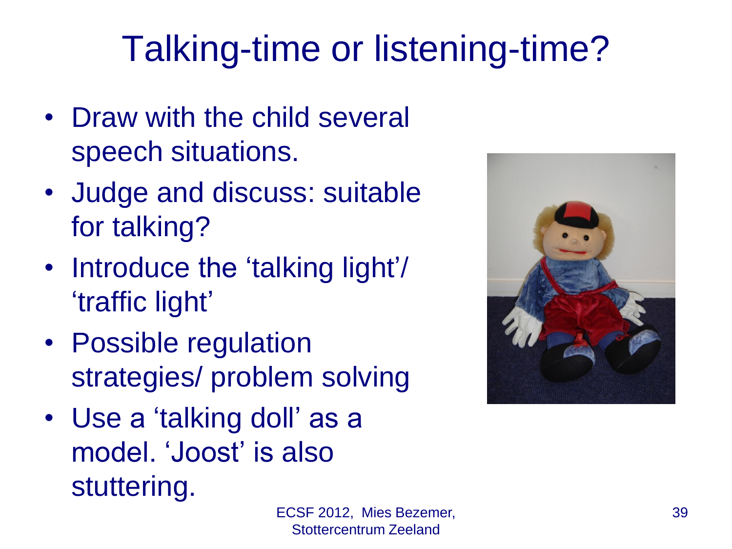# Talking-time or listening-time?

- Draw with the child several speech situations.
- Judge and discuss: suitable for talking?
- Introduce the 'talking light'/ 'traffic light'
- Possible regulation strategies/ problem solving
- Use a 'talking doll' as a model. 'Joost' is also stuttering.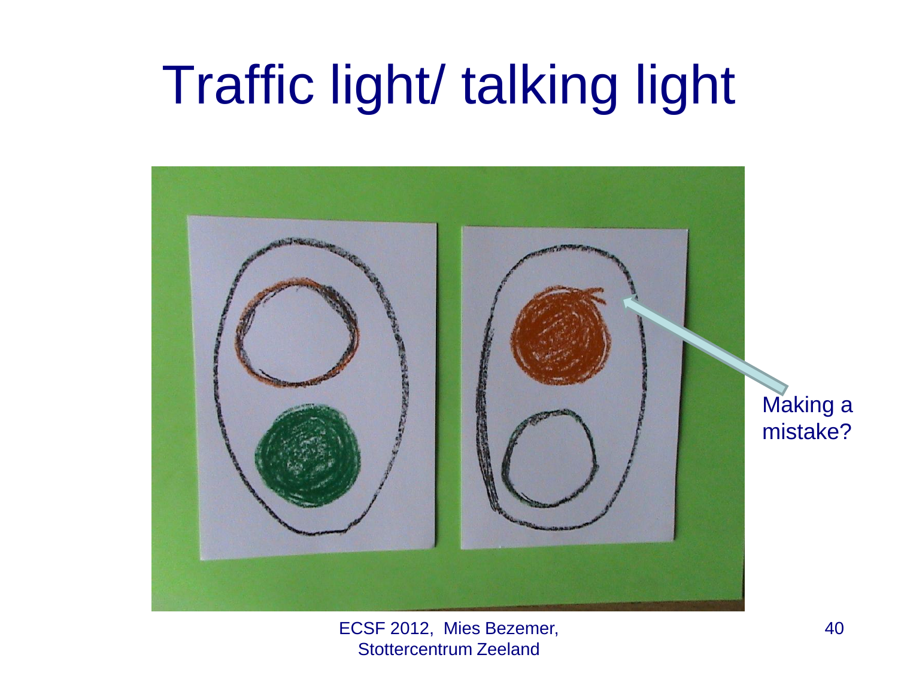# Traffic light/ talking light

Making a mistake?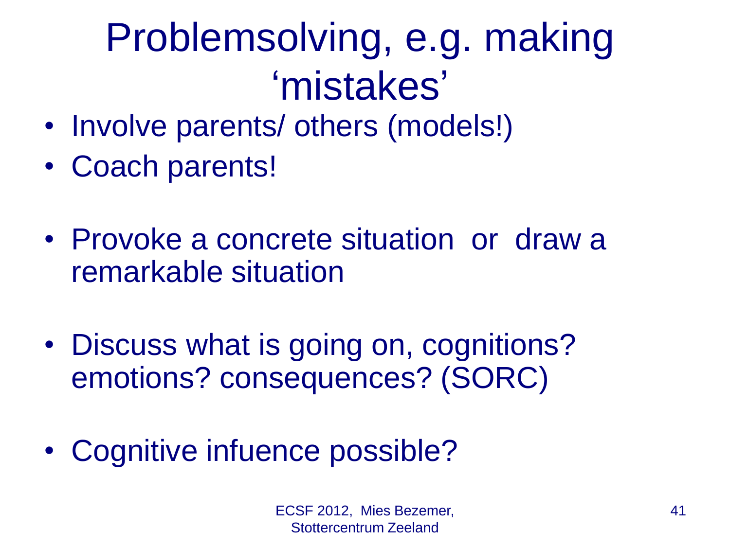# Problemsolving, e.g. making 'mistakes'

- Involve parents/ others (models!)
- Coach parents!

- Provoke a concrete situation or draw a remarkable situation

- Discuss what is going on, cognitions? emotions? consequences? (SORC)

- Cognitive infuence possible?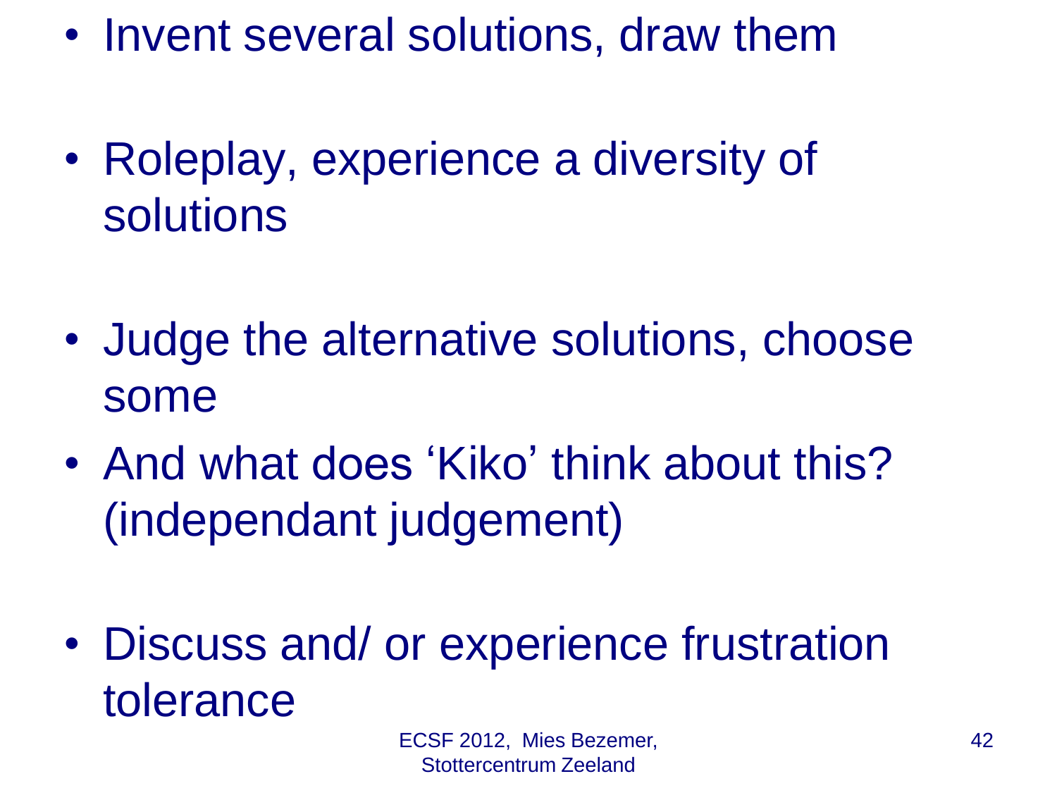- Invent several solutions, draw them
- Roleplay, experience a diversity of solutions
- Judge the alternative solutions, choose some
- And what does ‘Kiko’ think about this? (independant judgement)
- Discuss and/ or experience frustration tolerance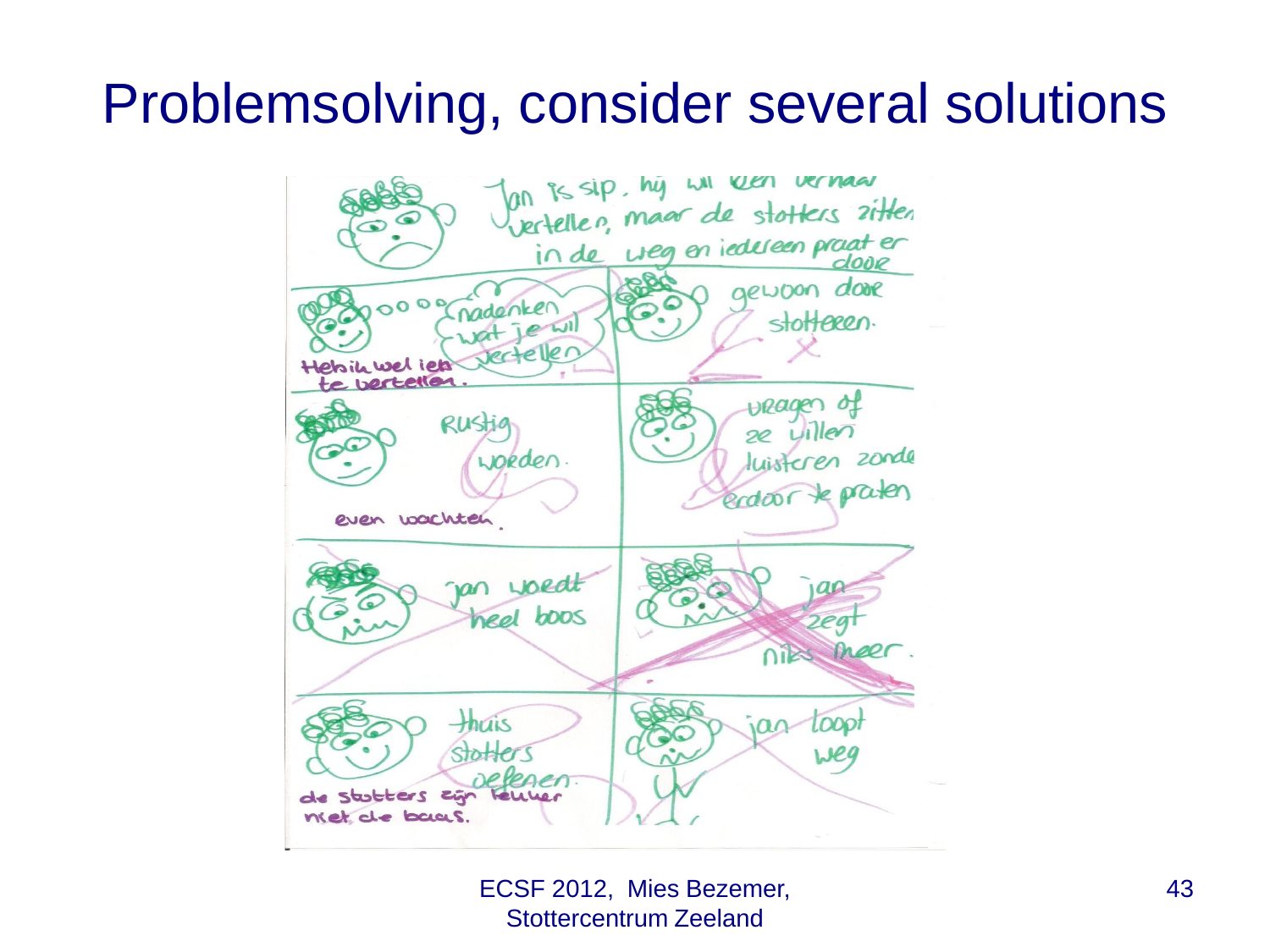# Problemsolving, consider several solutions

Jan is sip, hij wil een verhaal vertellen, maar de stotters zitten in de weg en iedereen praat er door

- nadenken wat je wil vertellen — Heb ik wel iets te vertellen.
- gewoon door stotteren.
- Rustig worden. — even wachten.
- vragen of ze willen luisteren zonder erdoor te praten
- jan wordt heel boos
- jan zegt niks meer.
- thuis stotters oefenen. — de stotters zijn lekker niet de baas.
- jan loopt weg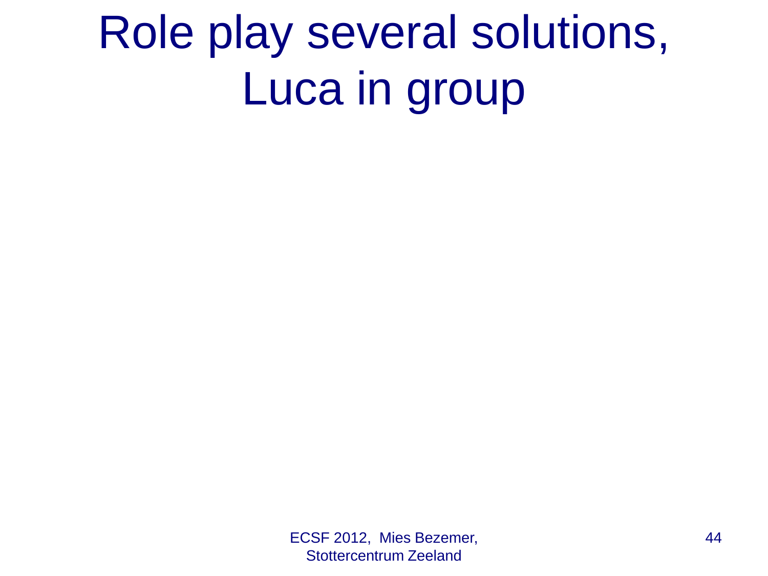# Role play several solutions, Luca in group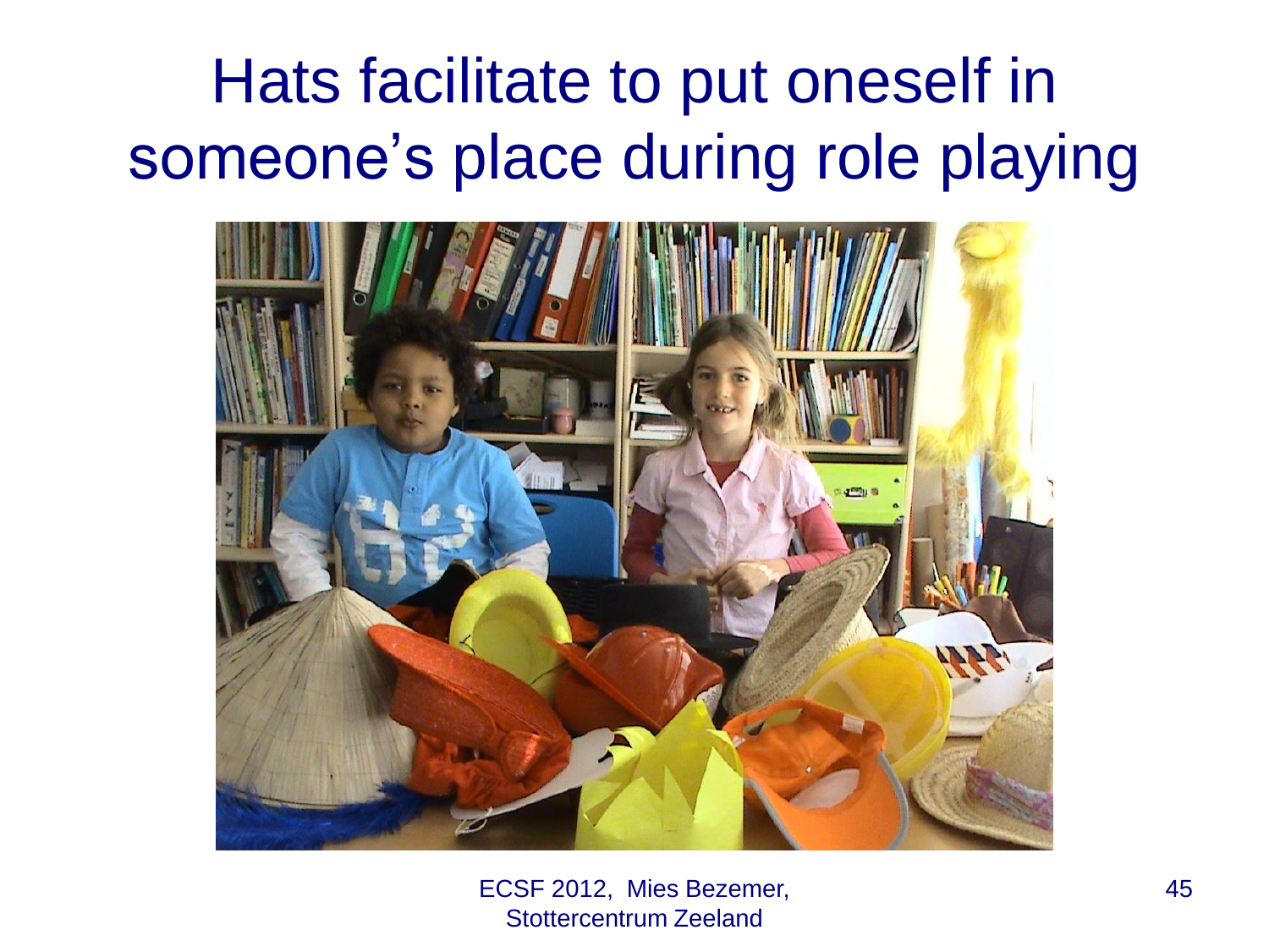# Hats facilitate to put oneself in someone's place during role playing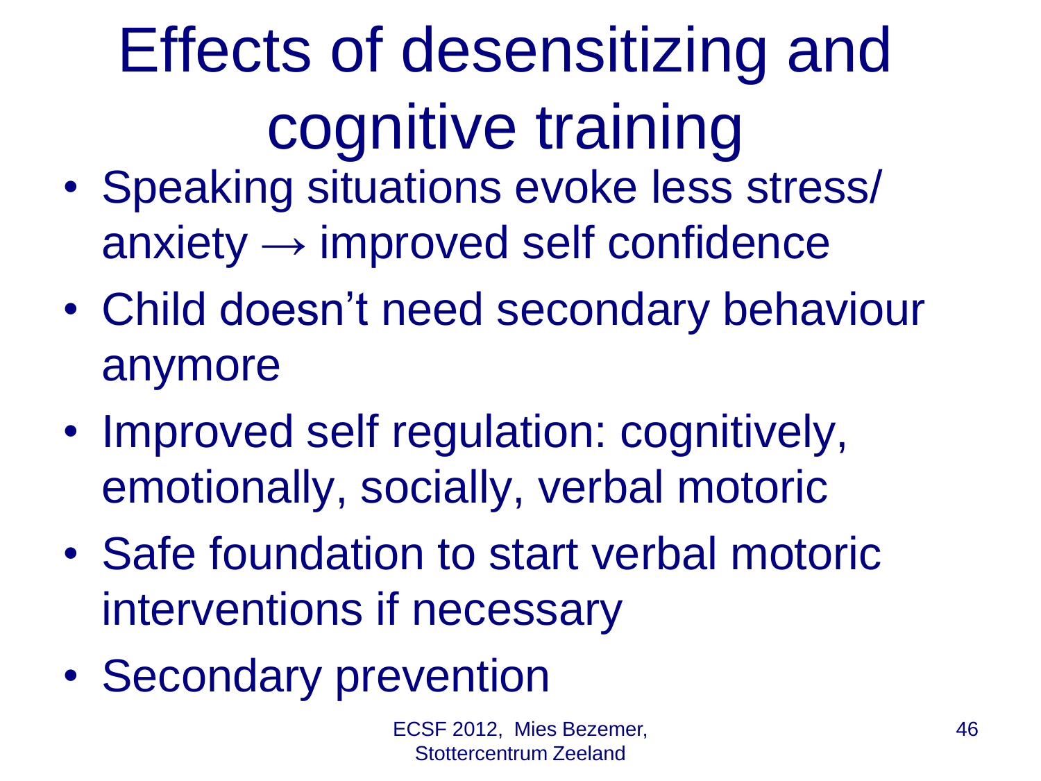# Effects of desensitizing and cognitive training

- Speaking situations evoke less stress/ anxiety → improved self confidence
- Child doesn't need secondary behaviour anymore
- Improved self regulation: cognitively, emotionally, socially, verbal motoric
- Safe foundation to start verbal motoric interventions if necessary
- Secondary prevention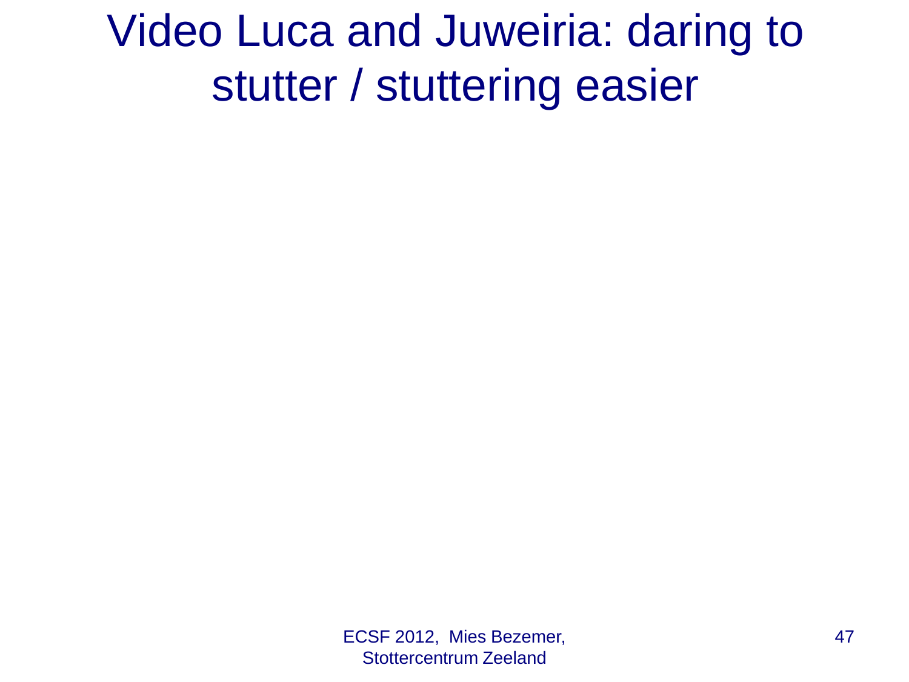# Video Luca and Juweiria: daring to stutter / stuttering easier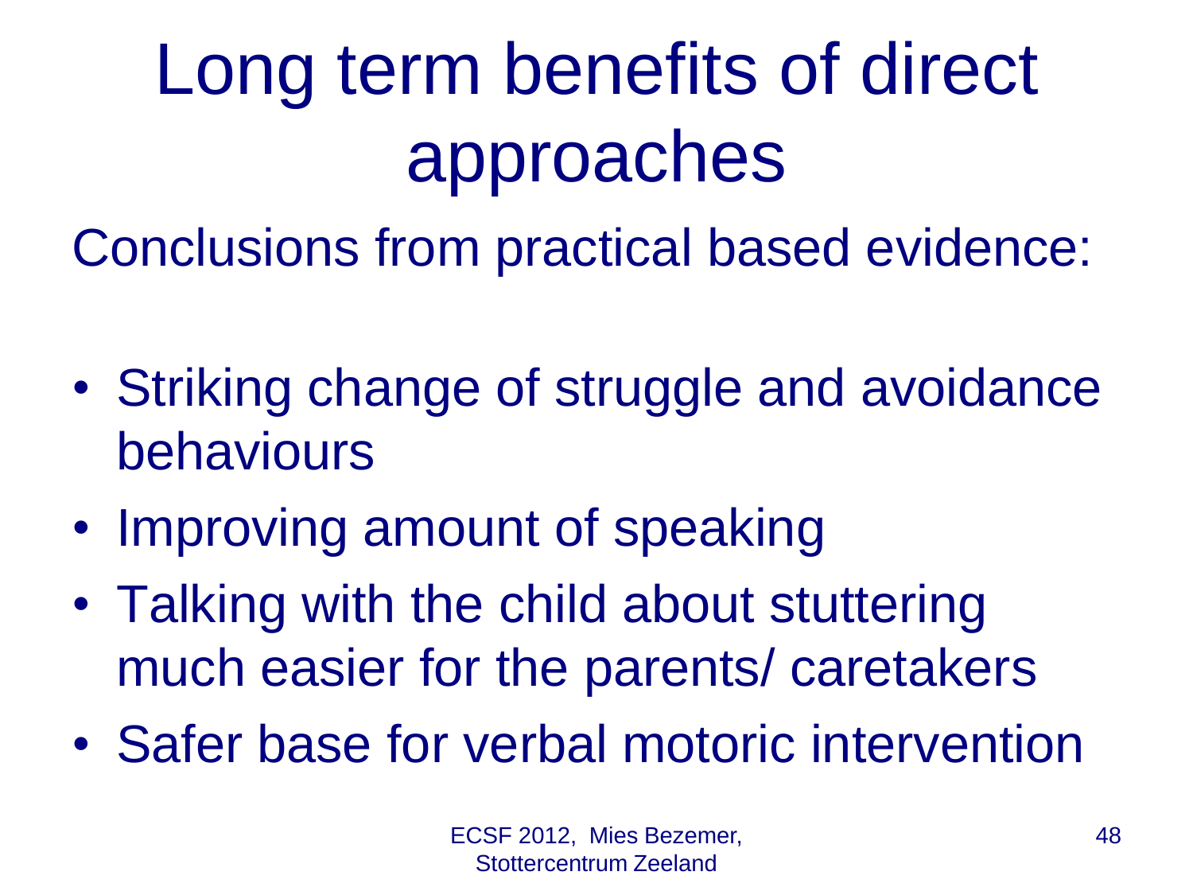# Long term benefits of direct approaches

Conclusions from practical based evidence:

- Striking change of struggle and avoidance behaviours
- Improving amount of speaking
- Talking with the child about stuttering much easier for the parents/ caretakers
- Safer base for verbal motoric intervention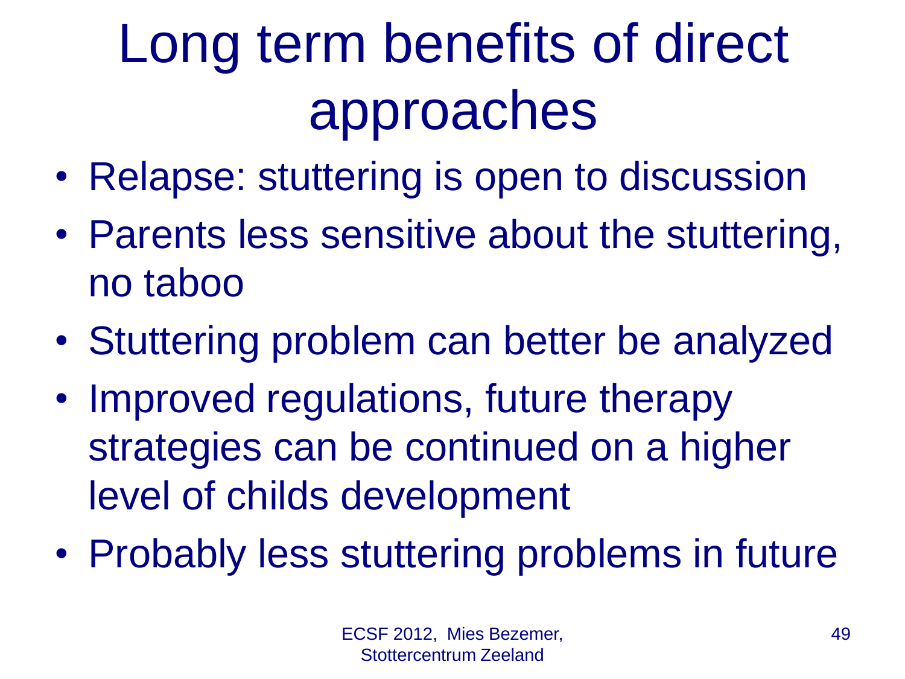# Long term benefits of direct approaches

- Relapse: stuttering is open to discussion
- Parents less sensitive about the stuttering, no taboo
- Stuttering problem can better be analyzed
- Improved regulations, future therapy strategies can be continued on a higher level of childs development
- Probably less stuttering problems in future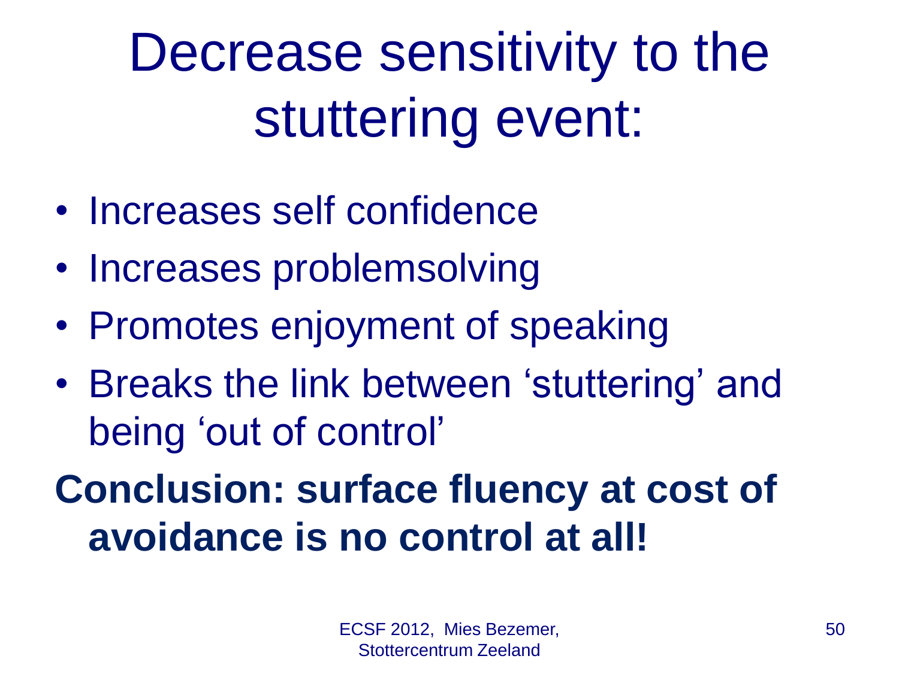# Decrease sensitivity to the stuttering event:

- Increases self confidence
- Increases problemsolving
- Promotes enjoyment of speaking
- Breaks the link between 'stuttering' and being 'out of control'

**Conclusion: surface fluency at cost of avoidance is no control at all!**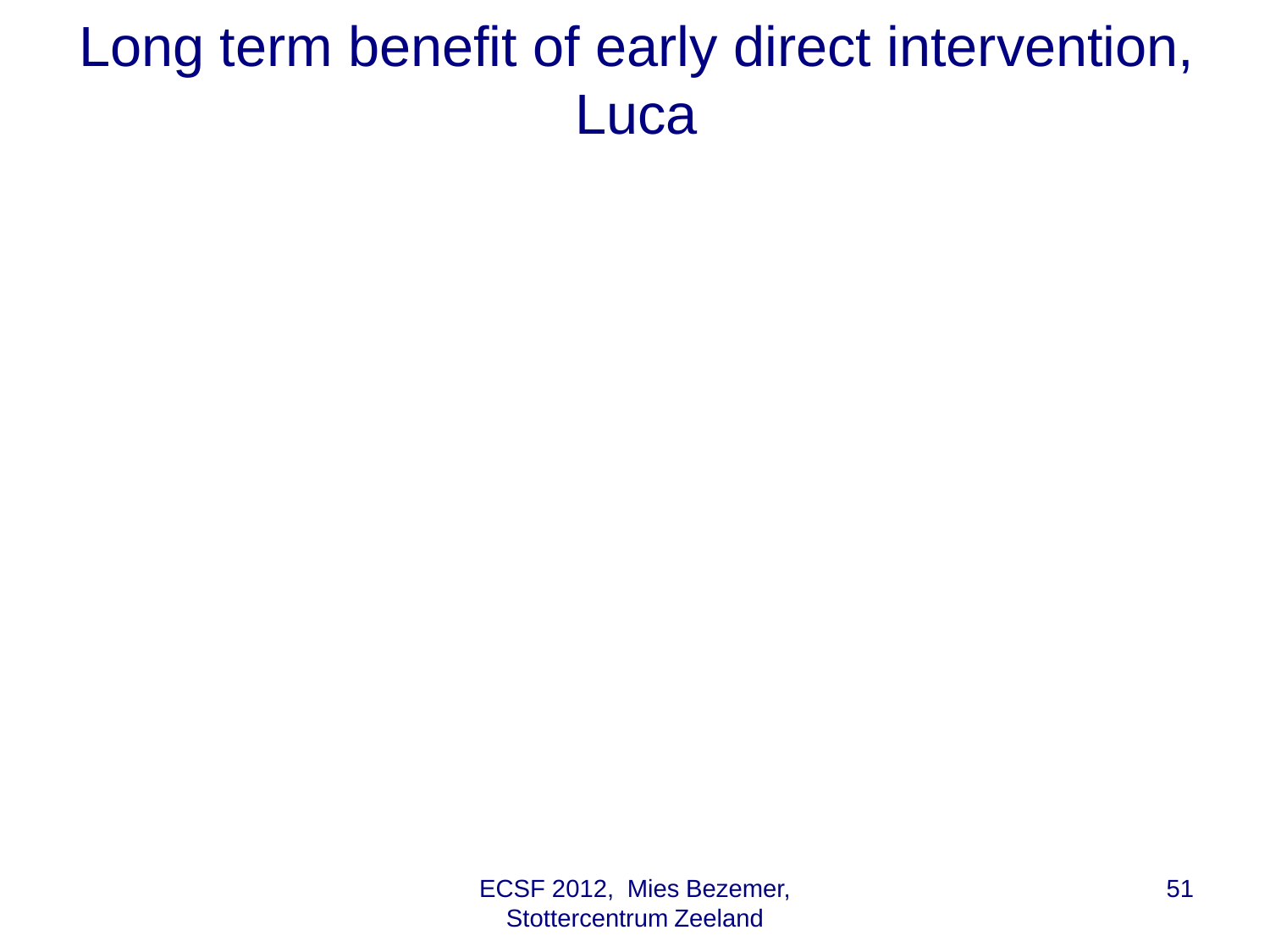# Long term benefit of early direct intervention, Luca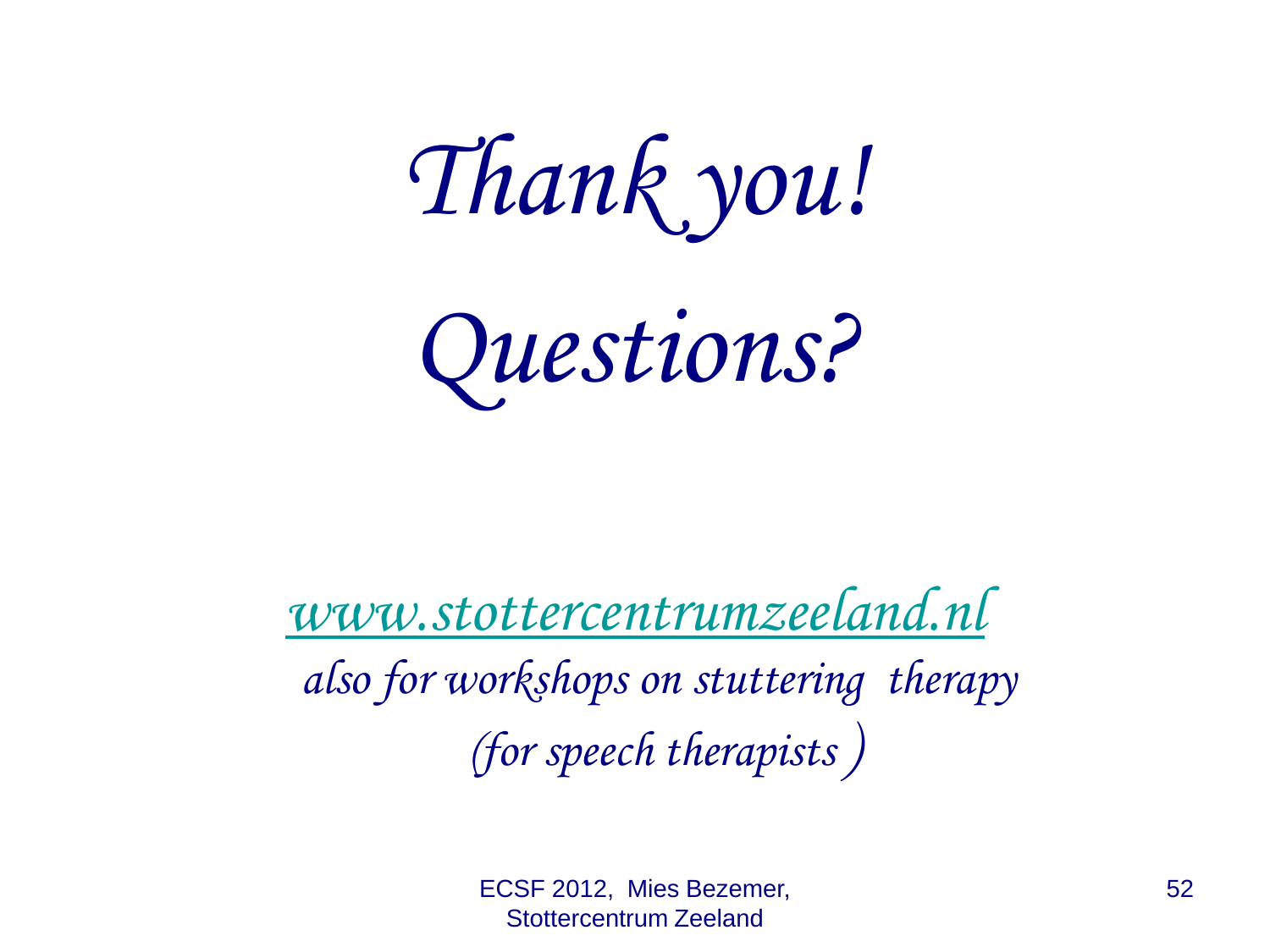# *Thank you!*

# *Questions?*

*[www.stottercentrumzeeland.nl](http://www.stottercentrumzeeland.nl)*

*also for workshops on stuttering therapy (for speech therapists)*